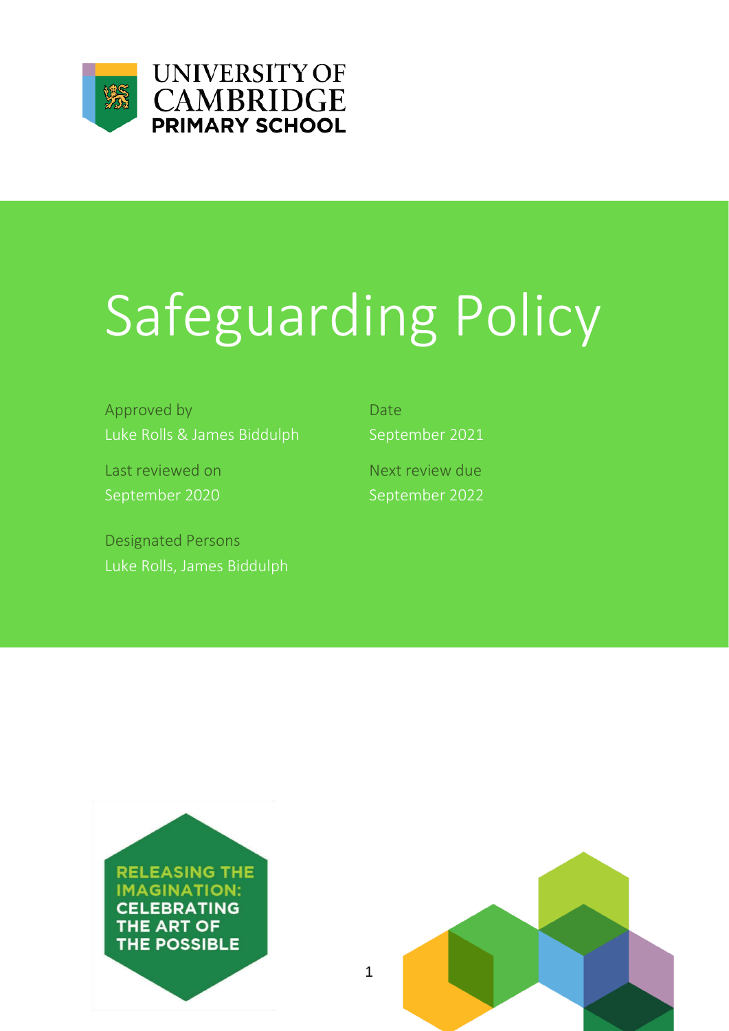UNIVERSITY OF CAMBRIDGE
PRIMARY SCHOOL

# Safeguarding Policy

| Approved by | Date |
| --- | --- |
| Luke Rolls & James Biddulph | September 2021 |
| **Last reviewed on** | **Next review due** |
| September 2020 | September 2022 |

Designated Persons
Luke Rolls, James Biddulph

RELEASING THE IMAGINATION: CELEBRATING THE ART OF THE POSSIBLE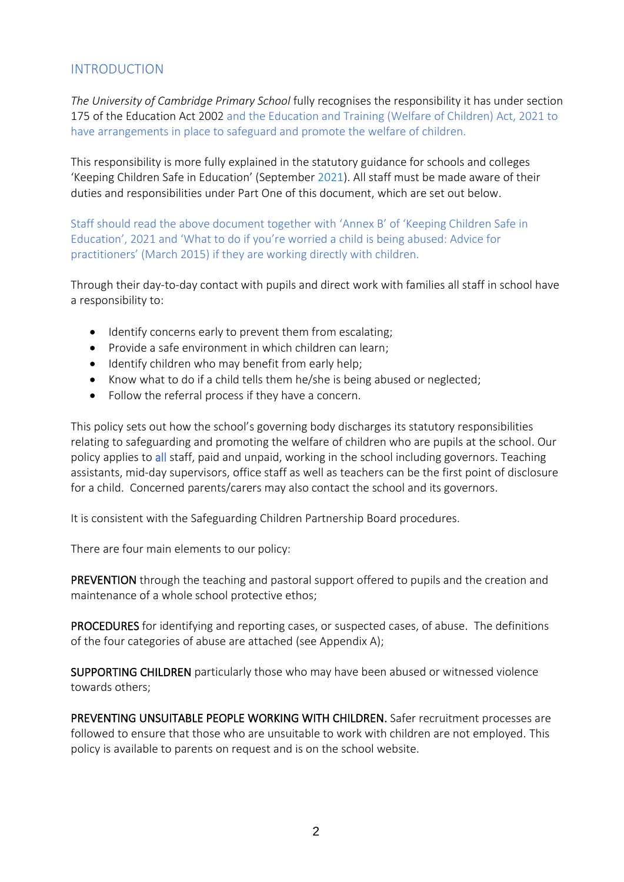## INTRODUCTION

*The University of Cambridge Primary School* fully recognises the responsibility it has under section 175 of the Education Act 2002 and the Education and Training (Welfare of Children) Act, 2021 to have arrangements in place to safeguard and promote the welfare of children.

This responsibility is more fully explained in the statutory guidance for schools and colleges 'Keeping Children Safe in Education' (September 2021). All staff must be made aware of their duties and responsibilities under Part One of this document, which are set out below.

Staff should read the above document together with 'Annex B' of 'Keeping Children Safe in Education', 2021 and 'What to do if you're worried a child is being abused: Advice for practitioners' (March 2015) if they are working directly with children.

Through their day-to-day contact with pupils and direct work with families all staff in school have a responsibility to:

- Identify concerns early to prevent them from escalating;
- Provide a safe environment in which children can learn;
- Identify children who may benefit from early help;
- Know what to do if a child tells them he/she is being abused or neglected;
- Follow the referral process if they have a concern.

This policy sets out how the school's governing body discharges its statutory responsibilities relating to safeguarding and promoting the welfare of children who are pupils at the school. Our policy applies to all staff, paid and unpaid, working in the school including governors. Teaching assistants, mid-day supervisors, office staff as well as teachers can be the first point of disclosure for a child. Concerned parents/carers may also contact the school and its governors.

It is consistent with the Safeguarding Children Partnership Board procedures.

There are four main elements to our policy:

**PREVENTION** through the teaching and pastoral support offered to pupils and the creation and maintenance of a whole school protective ethos;

**PROCEDURES** for identifying and reporting cases, or suspected cases, of abuse. The definitions of the four categories of abuse are attached (see Appendix A);

**SUPPORTING CHILDREN** particularly those who may have been abused or witnessed violence towards others;

**PREVENTING UNSUITABLE PEOPLE WORKING WITH CHILDREN.** Safer recruitment processes are followed to ensure that those who are unsuitable to work with children are not employed. This policy is available to parents on request and is on the school website.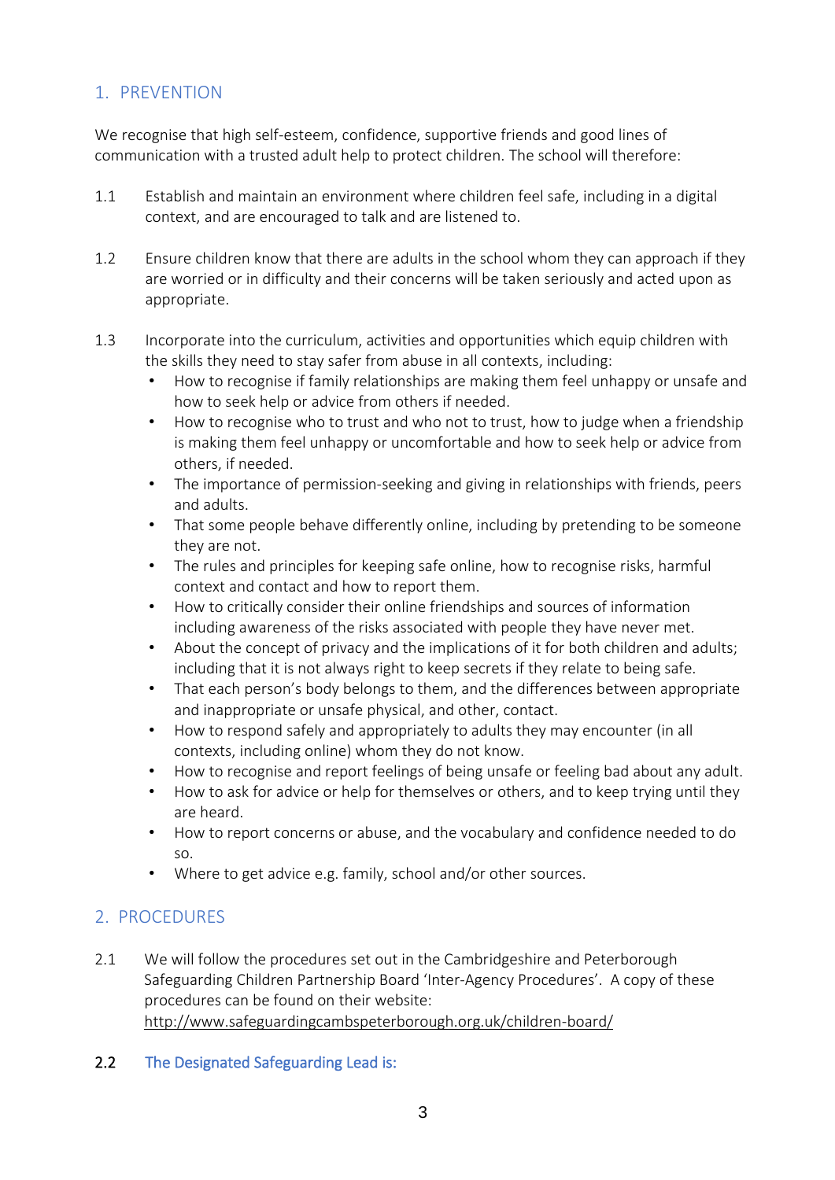## 1. PREVENTION

We recognise that high self-esteem, confidence, supportive friends and good lines of communication with a trusted adult help to protect children. The school will therefore:

1.1 Establish and maintain an environment where children feel safe, including in a digital context, and are encouraged to talk and are listened to.

1.2 Ensure children know that there are adults in the school whom they can approach if they are worried or in difficulty and their concerns will be taken seriously and acted upon as appropriate.

1.3 Incorporate into the curriculum, activities and opportunities which equip children with the skills they need to stay safer from abuse in all contexts, including:

- How to recognise if family relationships are making them feel unhappy or unsafe and how to seek help or advice from others if needed.
- How to recognise who to trust and who not to trust, how to judge when a friendship is making them feel unhappy or uncomfortable and how to seek help or advice from others, if needed.
- The importance of permission-seeking and giving in relationships with friends, peers and adults.
- That some people behave differently online, including by pretending to be someone they are not.
- The rules and principles for keeping safe online, how to recognise risks, harmful context and contact and how to report them.
- How to critically consider their online friendships and sources of information including awareness of the risks associated with people they have never met.
- About the concept of privacy and the implications of it for both children and adults; including that it is not always right to keep secrets if they relate to being safe.
- That each person's body belongs to them, and the differences between appropriate and inappropriate or unsafe physical, and other, contact.
- How to respond safely and appropriately to adults they may encounter (in all contexts, including online) whom they do not know.
- How to recognise and report feelings of being unsafe or feeling bad about any adult.
- How to ask for advice or help for themselves or others, and to keep trying until they are heard.
- How to report concerns or abuse, and the vocabulary and confidence needed to do so.
- Where to get advice e.g. family, school and/or other sources.

## 2. PROCEDURES

2.1 We will follow the procedures set out in the Cambridgeshire and Peterborough Safeguarding Children Partnership Board 'Inter-Agency Procedures'. A copy of these procedures can be found on their website: http://www.safeguardingcambspeterborough.org.uk/children-board/

2.2 The Designated Safeguarding Lead is: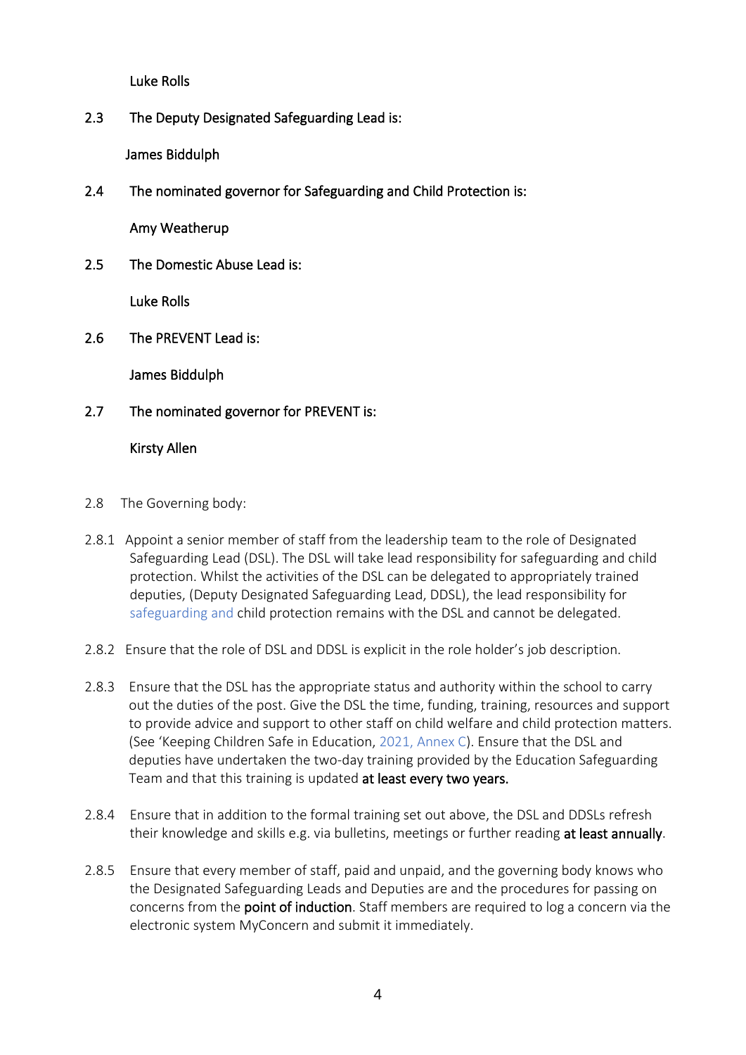Luke Rolls

2.3 The Deputy Designated Safeguarding Lead is:

James Biddulph

2.4 The nominated governor for Safeguarding and Child Protection is:

Amy Weatherup

2.5 The Domestic Abuse Lead is:

Luke Rolls

2.6 The PREVENT Lead is:

James Biddulph

2.7 The nominated governor for PREVENT is:

Kirsty Allen

2.8 The Governing body:

2.8.1 Appoint a senior member of staff from the leadership team to the role of Designated Safeguarding Lead (DSL). The DSL will take lead responsibility for safeguarding and child protection. Whilst the activities of the DSL can be delegated to appropriately trained deputies, (Deputy Designated Safeguarding Lead, DDSL), the lead responsibility for safeguarding and child protection remains with the DSL and cannot be delegated.

2.8.2 Ensure that the role of DSL and DDSL is explicit in the role holder's job description.

2.8.3 Ensure that the DSL has the appropriate status and authority within the school to carry out the duties of the post. Give the DSL the time, funding, training, resources and support to provide advice and support to other staff on child welfare and child protection matters. (See 'Keeping Children Safe in Education, 2021, Annex C). Ensure that the DSL and deputies have undertaken the two-day training provided by the Education Safeguarding Team and that this training is updated **at least every two years.**

2.8.4 Ensure that in addition to the formal training set out above, the DSL and DDSLs refresh their knowledge and skills e.g. via bulletins, meetings or further reading **at least annually**.

2.8.5 Ensure that every member of staff, paid and unpaid, and the governing body knows who the Designated Safeguarding Leads and Deputies are and the procedures for passing on concerns from the **point of induction**. Staff members are required to log a concern via the electronic system MyConcern and submit it immediately.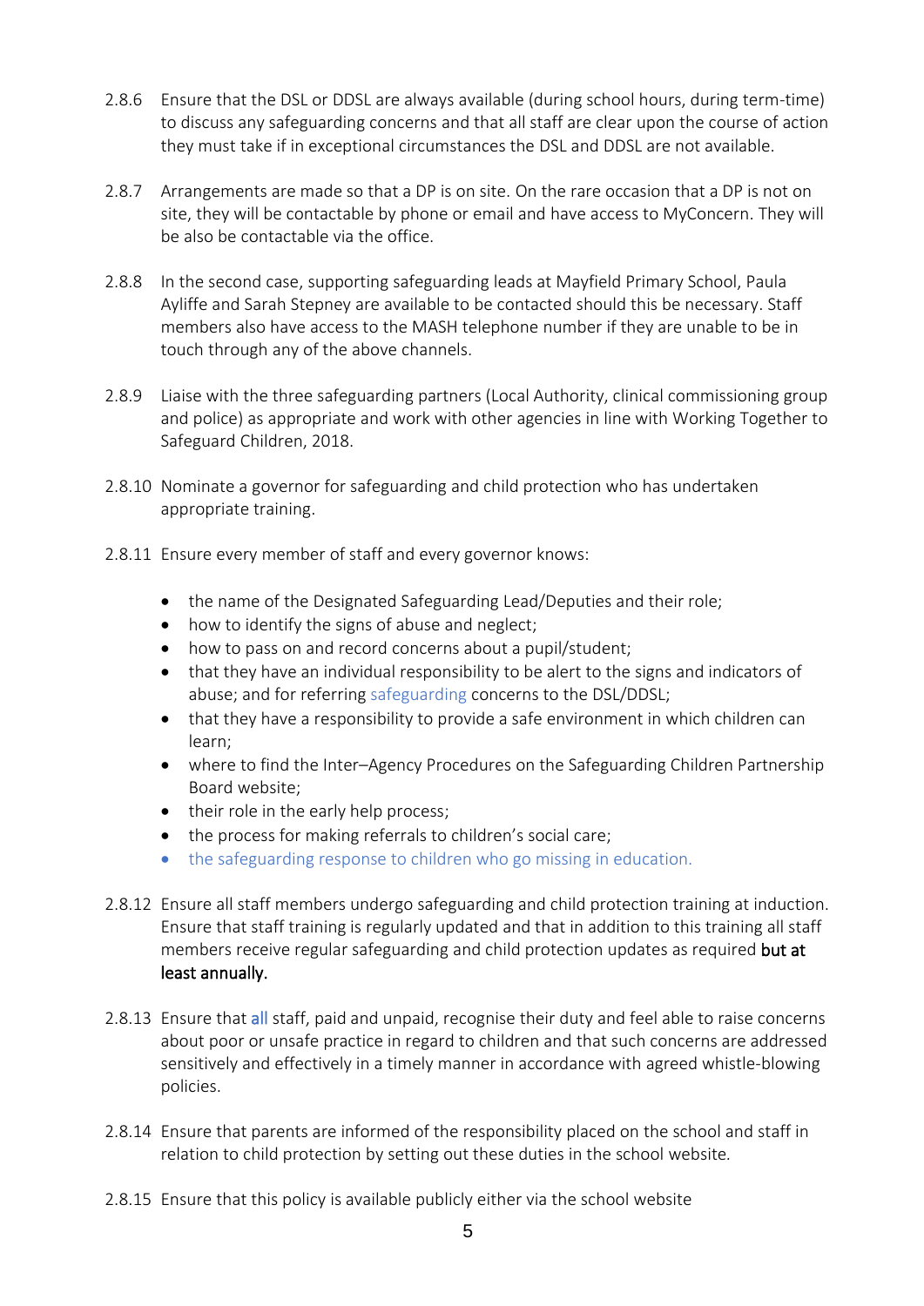2.8.6 Ensure that the DSL or DDSL are always available (during school hours, during term-time) to discuss any safeguarding concerns and that all staff are clear upon the course of action they must take if in exceptional circumstances the DSL and DDSL are not available.

2.8.7 Arrangements are made so that a DP is on site. On the rare occasion that a DP is not on site, they will be contactable by phone or email and have access to MyConcern. They will be also be contactable via the office.

2.8.8 In the second case, supporting safeguarding leads at Mayfield Primary School, Paula Ayliffe and Sarah Stepney are available to be contacted should this be necessary. Staff members also have access to the MASH telephone number if they are unable to be in touch through any of the above channels.

2.8.9 Liaise with the three safeguarding partners (Local Authority, clinical commissioning group and police) as appropriate and work with other agencies in line with Working Together to Safeguard Children, 2018.

2.8.10 Nominate a governor for safeguarding and child protection who has undertaken appropriate training.

2.8.11 Ensure every member of staff and every governor knows:

- the name of the Designated Safeguarding Lead/Deputies and their role;
- how to identify the signs of abuse and neglect;
- how to pass on and record concerns about a pupil/student;
- that they have an individual responsibility to be alert to the signs and indicators of abuse; and for referring safeguarding concerns to the DSL/DDSL;
- that they have a responsibility to provide a safe environment in which children can learn;
- where to find the Inter–Agency Procedures on the Safeguarding Children Partnership Board website;
- their role in the early help process;
- the process for making referrals to children's social care;
- the safeguarding response to children who go missing in education.

2.8.12 Ensure all staff members undergo safeguarding and child protection training at induction. Ensure that staff training is regularly updated and that in addition to this training all staff members receive regular safeguarding and child protection updates as required **but at least annually.**

2.8.13 Ensure that all staff, paid and unpaid, recognise their duty and feel able to raise concerns about poor or unsafe practice in regard to children and that such concerns are addressed sensitively and effectively in a timely manner in accordance with agreed whistle-blowing policies.

2.8.14 Ensure that parents are informed of the responsibility placed on the school and staff in relation to child protection by setting out these duties in the school website.

2.8.15 Ensure that this policy is available publicly either via the school website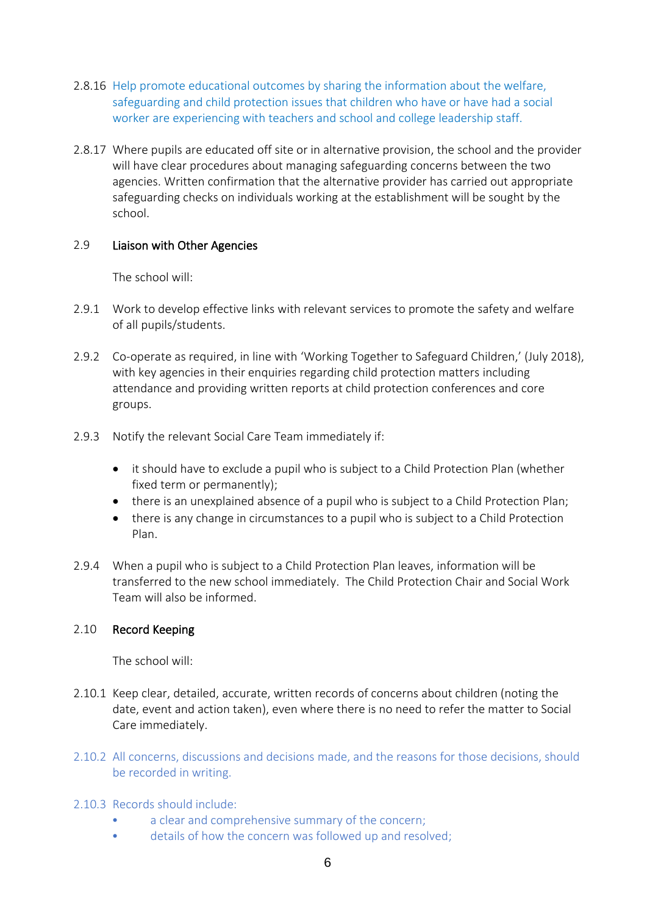2.8.16 Help promote educational outcomes by sharing the information about the welfare, safeguarding and child protection issues that children who have or have had a social worker are experiencing with teachers and school and college leadership staff.

2.8.17 Where pupils are educated off site or in alternative provision, the school and the provider will have clear procedures about managing safeguarding concerns between the two agencies. Written confirmation that the alternative provider has carried out appropriate safeguarding checks on individuals working at the establishment will be sought by the school.

## 2.9 Liaison with Other Agencies

The school will:

2.9.1 Work to develop effective links with relevant services to promote the safety and welfare of all pupils/students.

2.9.2 Co-operate as required, in line with 'Working Together to Safeguard Children,' (July 2018), with key agencies in their enquiries regarding child protection matters including attendance and providing written reports at child protection conferences and core groups.

2.9.3 Notify the relevant Social Care Team immediately if:

- it should have to exclude a pupil who is subject to a Child Protection Plan (whether fixed term or permanently);
- there is an unexplained absence of a pupil who is subject to a Child Protection Plan;
- there is any change in circumstances to a pupil who is subject to a Child Protection Plan.

2.9.4 When a pupil who is subject to a Child Protection Plan leaves, information will be transferred to the new school immediately. The Child Protection Chair and Social Work Team will also be informed.

## 2.10 Record Keeping

The school will:

2.10.1 Keep clear, detailed, accurate, written records of concerns about children (noting the date, event and action taken), even where there is no need to refer the matter to Social Care immediately.

2.10.2 All concerns, discussions and decisions made, and the reasons for those decisions, should be recorded in writing.

2.10.3 Records should include:

- a clear and comprehensive summary of the concern;
- details of how the concern was followed up and resolved;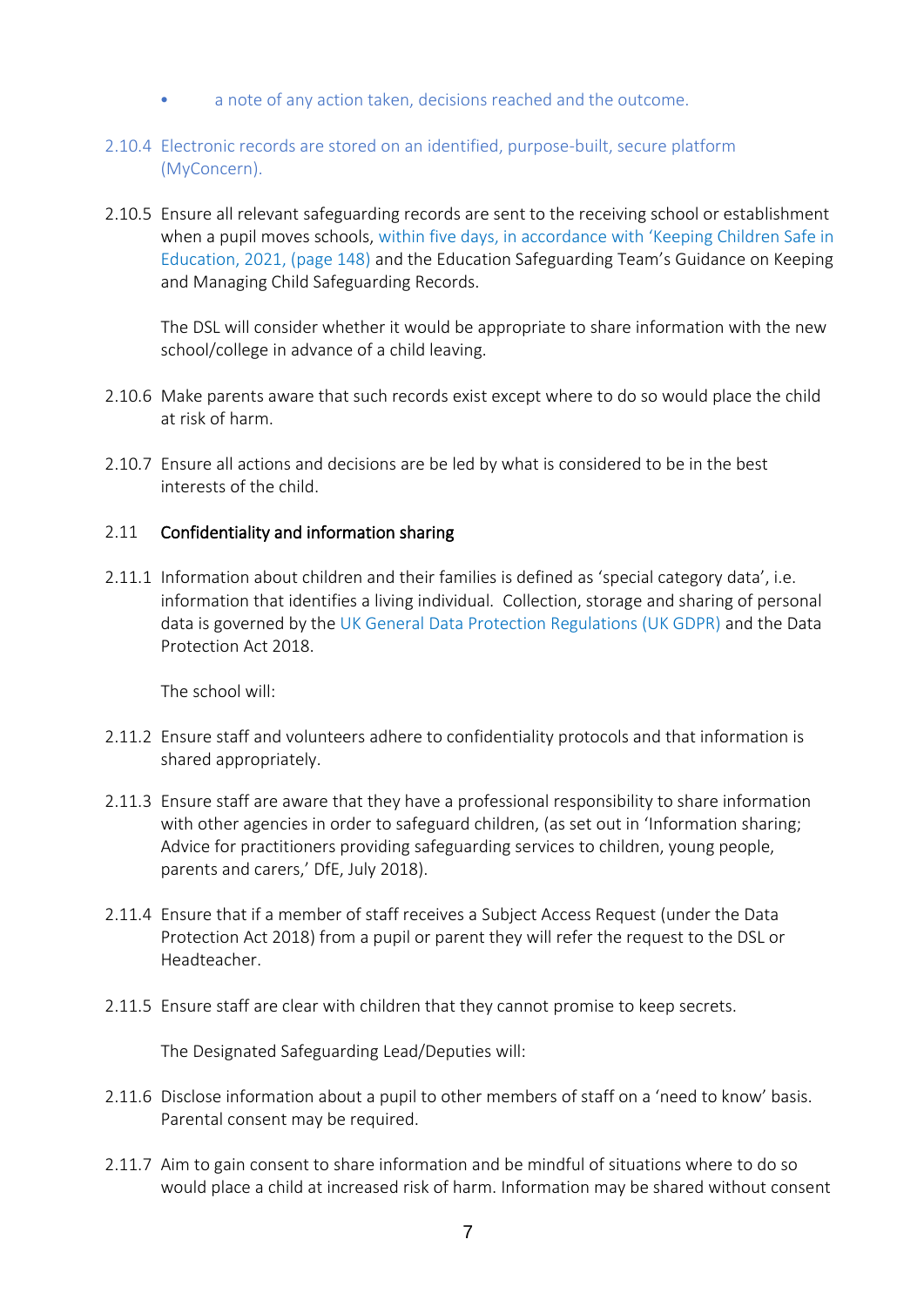- a note of any action taken, decisions reached and the outcome.

2.10.4 Electronic records are stored on an identified, purpose-built, secure platform (MyConcern).

2.10.5 Ensure all relevant safeguarding records are sent to the receiving school or establishment when a pupil moves schools, within five days, in accordance with 'Keeping Children Safe in Education, 2021, (page 148) and the Education Safeguarding Team's Guidance on Keeping and Managing Child Safeguarding Records.

The DSL will consider whether it would be appropriate to share information with the new school/college in advance of a child leaving.

2.10.6 Make parents aware that such records exist except where to do so would place the child at risk of harm.

2.10.7 Ensure all actions and decisions are be led by what is considered to be in the best interests of the child.

### 2.11 Confidentiality and information sharing

2.11.1 Information about children and their families is defined as 'special category data', i.e. information that identifies a living individual. Collection, storage and sharing of personal data is governed by the UK General Data Protection Regulations (UK GDPR) and the Data Protection Act 2018.

The school will:

2.11.2 Ensure staff and volunteers adhere to confidentiality protocols and that information is shared appropriately.

2.11.3 Ensure staff are aware that they have a professional responsibility to share information with other agencies in order to safeguard children, (as set out in 'Information sharing; Advice for practitioners providing safeguarding services to children, young people, parents and carers,' DfE, July 2018).

2.11.4 Ensure that if a member of staff receives a Subject Access Request (under the Data Protection Act 2018) from a pupil or parent they will refer the request to the DSL or Headteacher.

2.11.5 Ensure staff are clear with children that they cannot promise to keep secrets.

The Designated Safeguarding Lead/Deputies will:

2.11.6 Disclose information about a pupil to other members of staff on a 'need to know' basis. Parental consent may be required.

2.11.7 Aim to gain consent to share information and be mindful of situations where to do so would place a child at increased risk of harm. Information may be shared without consent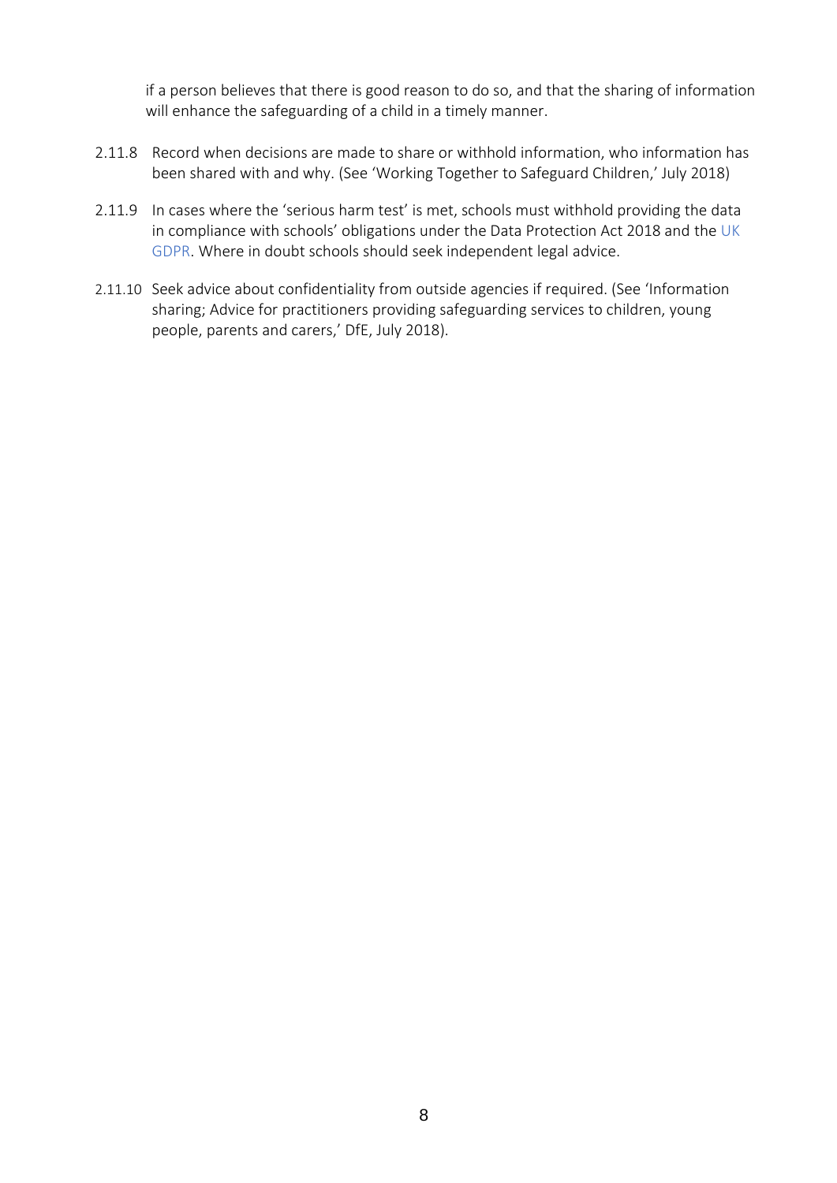if a person believes that there is good reason to do so, and that the sharing of information will enhance the safeguarding of a child in a timely manner.

2.11.8 Record when decisions are made to share or withhold information, who information has been shared with and why. (See 'Working Together to Safeguard Children,' July 2018)

2.11.9 In cases where the 'serious harm test' is met, schools must withhold providing the data in compliance with schools' obligations under the Data Protection Act 2018 and the UK GDPR. Where in doubt schools should seek independent legal advice.

2.11.10 Seek advice about confidentiality from outside agencies if required. (See 'Information sharing; Advice for practitioners providing safeguarding services to children, young people, parents and carers,' DfE, July 2018).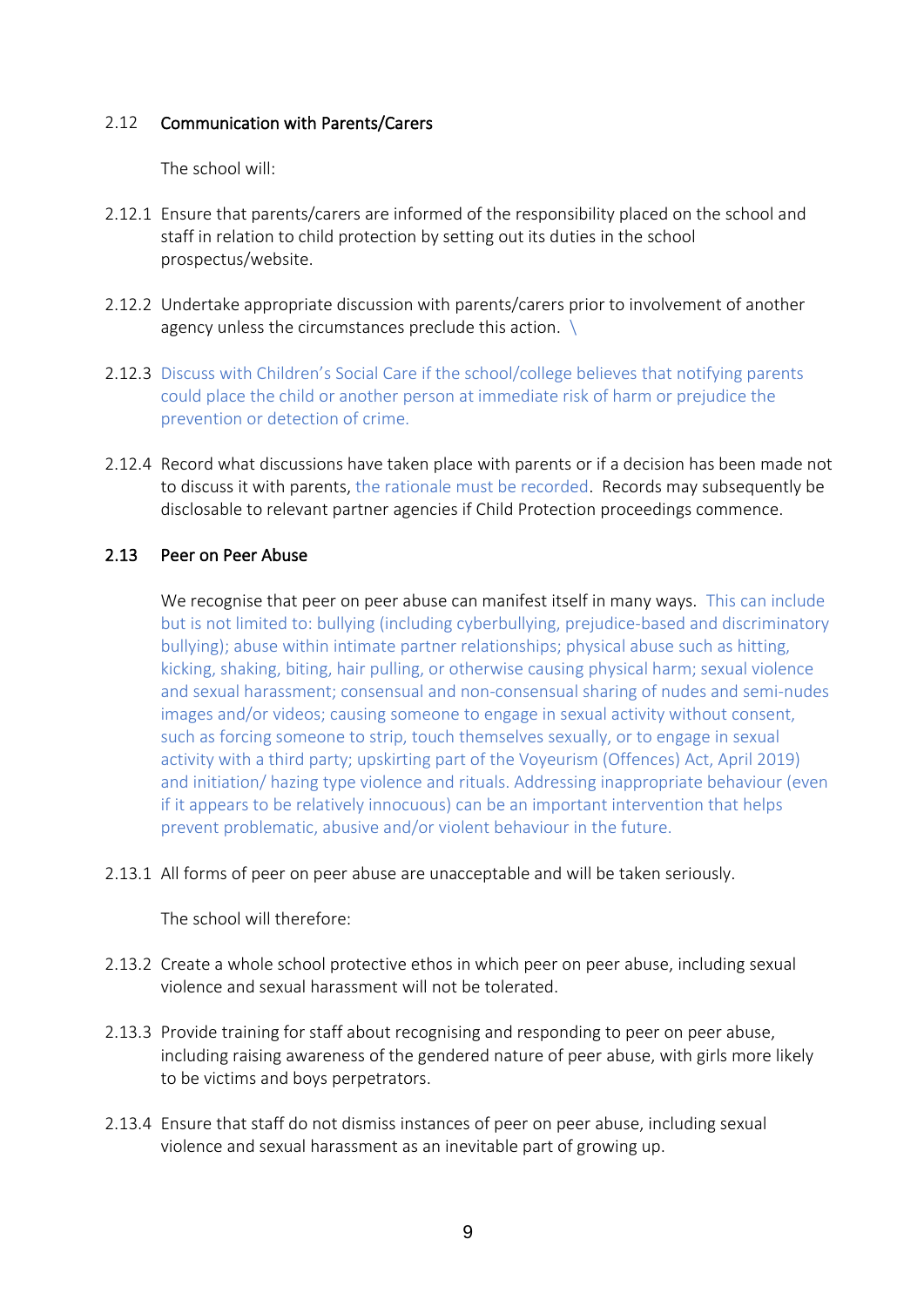## 2.12 Communication with Parents/Carers

The school will:

2.12.1 Ensure that parents/carers are informed of the responsibility placed on the school and staff in relation to child protection by setting out its duties in the school prospectus/website.

2.12.2 Undertake appropriate discussion with parents/carers prior to involvement of another agency unless the circumstances preclude this action. \

2.12.3 Discuss with Children's Social Care if the school/college believes that notifying parents could place the child or another person at immediate risk of harm or prejudice the prevention or detection of crime.

2.12.4 Record what discussions have taken place with parents or if a decision has been made not to discuss it with parents, the rationale must be recorded. Records may subsequently be disclosable to relevant partner agencies if Child Protection proceedings commence.

## 2.13 Peer on Peer Abuse

We recognise that peer on peer abuse can manifest itself in many ways. This can include but is not limited to: bullying (including cyberbullying, prejudice-based and discriminatory bullying); abuse within intimate partner relationships; physical abuse such as hitting, kicking, shaking, biting, hair pulling, or otherwise causing physical harm; sexual violence and sexual harassment; consensual and non-consensual sharing of nudes and semi-nudes images and/or videos; causing someone to engage in sexual activity without consent, such as forcing someone to strip, touch themselves sexually, or to engage in sexual activity with a third party; upskirting part of the Voyeurism (Offences) Act, April 2019) and initiation/ hazing type violence and rituals. Addressing inappropriate behaviour (even if it appears to be relatively innocuous) can be an important intervention that helps prevent problematic, abusive and/or violent behaviour in the future.

2.13.1 All forms of peer on peer abuse are unacceptable and will be taken seriously.

The school will therefore:

2.13.2 Create a whole school protective ethos in which peer on peer abuse, including sexual violence and sexual harassment will not be tolerated.

2.13.3 Provide training for staff about recognising and responding to peer on peer abuse, including raising awareness of the gendered nature of peer abuse, with girls more likely to be victims and boys perpetrators.

2.13.4 Ensure that staff do not dismiss instances of peer on peer abuse, including sexual violence and sexual harassment as an inevitable part of growing up.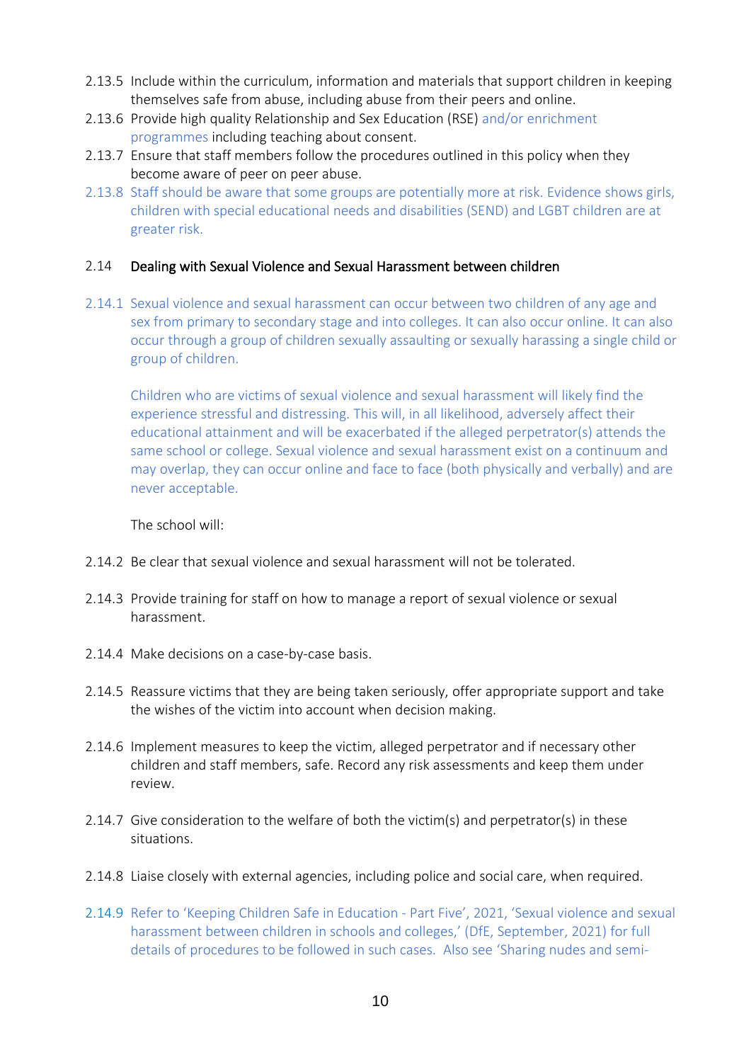2.13.5 Include within the curriculum, information and materials that support children in keeping themselves safe from abuse, including abuse from their peers and online.

2.13.6 Provide high quality Relationship and Sex Education (RSE) and/or enrichment programmes including teaching about consent.

2.13.7 Ensure that staff members follow the procedures outlined in this policy when they become aware of peer on peer abuse.

2.13.8 Staff should be aware that some groups are potentially more at risk. Evidence shows girls, children with special educational needs and disabilities (SEND) and LGBT children are at greater risk.

## 2.14 Dealing with Sexual Violence and Sexual Harassment between children

2.14.1 Sexual violence and sexual harassment can occur between two children of any age and sex from primary to secondary stage and into colleges. It can also occur online. It can also occur through a group of children sexually assaulting or sexually harassing a single child or group of children.

Children who are victims of sexual violence and sexual harassment will likely find the experience stressful and distressing. This will, in all likelihood, adversely affect their educational attainment and will be exacerbated if the alleged perpetrator(s) attends the same school or college. Sexual violence and sexual harassment exist on a continuum and may overlap, they can occur online and face to face (both physically and verbally) and are never acceptable.

The school will:

2.14.2 Be clear that sexual violence and sexual harassment will not be tolerated.

2.14.3 Provide training for staff on how to manage a report of sexual violence or sexual harassment.

2.14.4 Make decisions on a case-by-case basis.

2.14.5 Reassure victims that they are being taken seriously, offer appropriate support and take the wishes of the victim into account when decision making.

2.14.6 Implement measures to keep the victim, alleged perpetrator and if necessary other children and staff members, safe. Record any risk assessments and keep them under review.

2.14.7 Give consideration to the welfare of both the victim(s) and perpetrator(s) in these situations.

2.14.8 Liaise closely with external agencies, including police and social care, when required.

2.14.9 Refer to 'Keeping Children Safe in Education - Part Five', 2021, 'Sexual violence and sexual harassment between children in schools and colleges,' (DfE, September, 2021) for full details of procedures to be followed in such cases. Also see 'Sharing nudes and semi-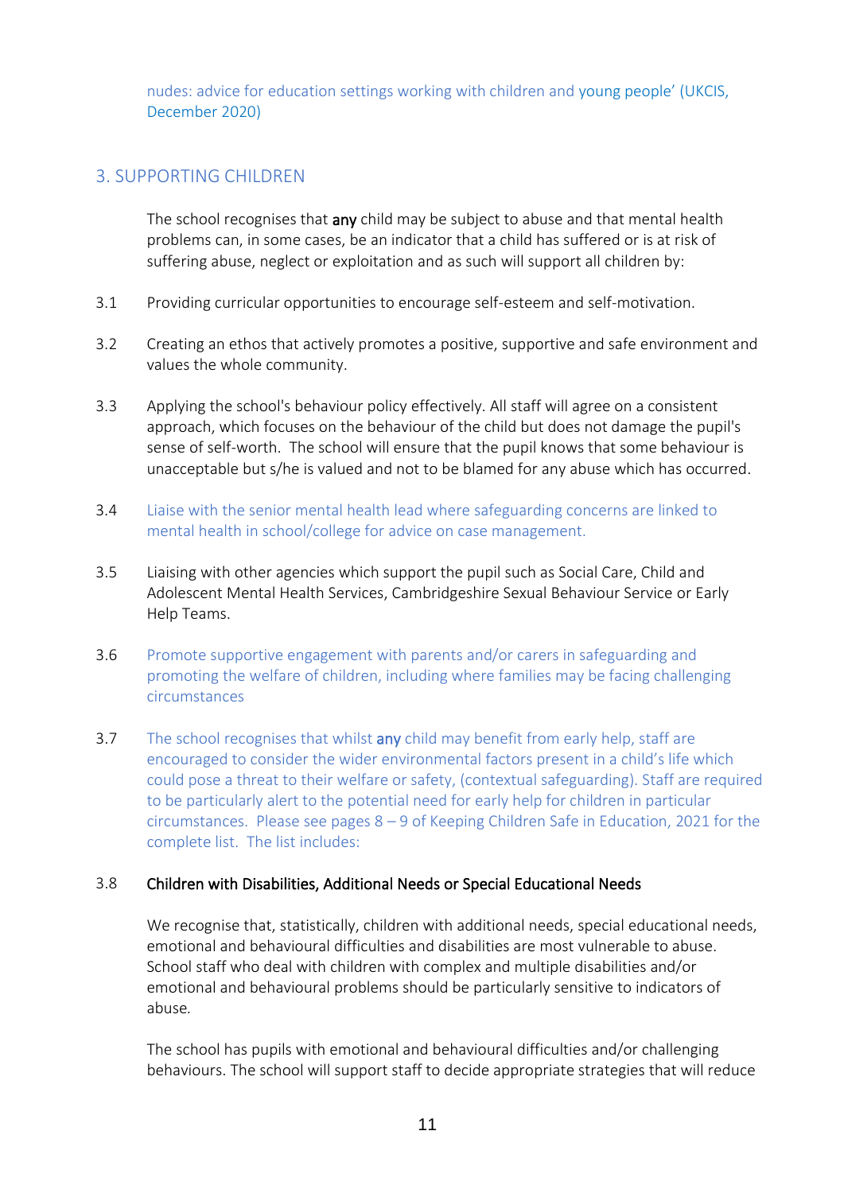nudes: advice for education settings working with children and young people' (UKCIS, December 2020)

## 3. SUPPORTING CHILDREN

The school recognises that **any** child may be subject to abuse and that mental health problems can, in some cases, be an indicator that a child has suffered or is at risk of suffering abuse, neglect or exploitation and as such will support all children by:

3.1 Providing curricular opportunities to encourage self-esteem and self-motivation.

3.2 Creating an ethos that actively promotes a positive, supportive and safe environment and values the whole community.

3.3 Applying the school's behaviour policy effectively. All staff will agree on a consistent approach, which focuses on the behaviour of the child but does not damage the pupil's sense of self-worth. The school will ensure that the pupil knows that some behaviour is unacceptable but s/he is valued and not to be blamed for any abuse which has occurred.

3.4 Liaise with the senior mental health lead where safeguarding concerns are linked to mental health in school/college for advice on case management.

3.5 Liaising with other agencies which support the pupil such as Social Care, Child and Adolescent Mental Health Services, Cambridgeshire Sexual Behaviour Service or Early Help Teams.

3.6 Promote supportive engagement with parents and/or carers in safeguarding and promoting the welfare of children, including where families may be facing challenging circumstances

3.7 The school recognises that whilst **any** child may benefit from early help, staff are encouraged to consider the wider environmental factors present in a child's life which could pose a threat to their welfare or safety, (contextual safeguarding). Staff are required to be particularly alert to the potential need for early help for children in particular circumstances. Please see pages 8 – 9 of Keeping Children Safe in Education, 2021 for the complete list. The list includes:

### 3.8 Children with Disabilities, Additional Needs or Special Educational Needs

We recognise that, statistically, children with additional needs, special educational needs, emotional and behavioural difficulties and disabilities are most vulnerable to abuse. School staff who deal with children with complex and multiple disabilities and/or emotional and behavioural problems should be particularly sensitive to indicators of abuse.

The school has pupils with emotional and behavioural difficulties and/or challenging behaviours. The school will support staff to decide appropriate strategies that will reduce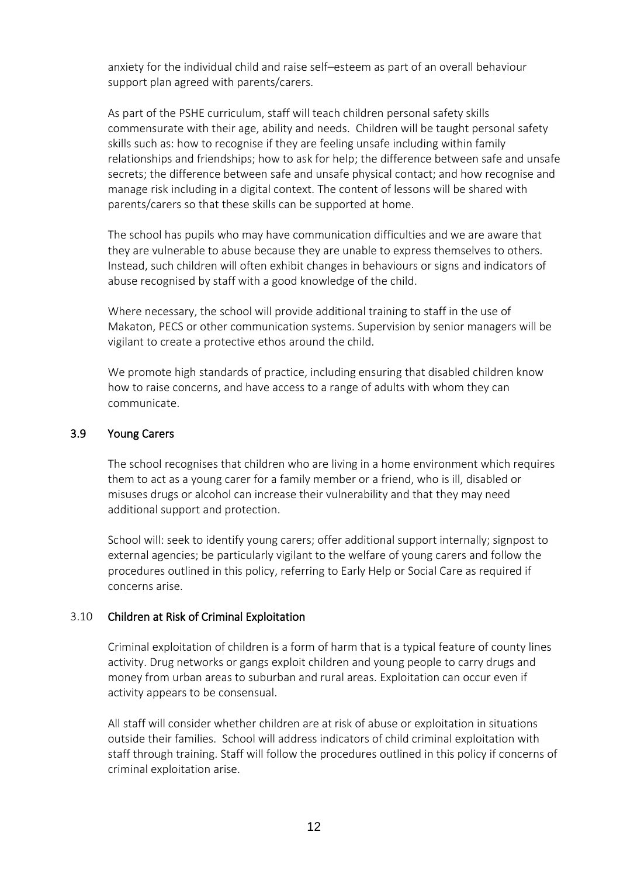anxiety for the individual child and raise self–esteem as part of an overall behaviour support plan agreed with parents/carers.

As part of the PSHE curriculum, staff will teach children personal safety skills commensurate with their age, ability and needs. Children will be taught personal safety skills such as: how to recognise if they are feeling unsafe including within family relationships and friendships; how to ask for help; the difference between safe and unsafe secrets; the difference between safe and unsafe physical contact; and how recognise and manage risk including in a digital context. The content of lessons will be shared with parents/carers so that these skills can be supported at home.

The school has pupils who may have communication difficulties and we are aware that they are vulnerable to abuse because they are unable to express themselves to others. Instead, such children will often exhibit changes in behaviours or signs and indicators of abuse recognised by staff with a good knowledge of the child.

Where necessary, the school will provide additional training to staff in the use of Makaton, PECS or other communication systems. Supervision by senior managers will be vigilant to create a protective ethos around the child.

We promote high standards of practice, including ensuring that disabled children know how to raise concerns, and have access to a range of adults with whom they can communicate.

### 3.9 Young Carers

The school recognises that children who are living in a home environment which requires them to act as a young carer for a family member or a friend, who is ill, disabled or misuses drugs or alcohol can increase their vulnerability and that they may need additional support and protection.

School will: seek to identify young carers; offer additional support internally; signpost to external agencies; be particularly vigilant to the welfare of young carers and follow the procedures outlined in this policy, referring to Early Help or Social Care as required if concerns arise.

### 3.10 Children at Risk of Criminal Exploitation

Criminal exploitation of children is a form of harm that is a typical feature of county lines activity. Drug networks or gangs exploit children and young people to carry drugs and money from urban areas to suburban and rural areas. Exploitation can occur even if activity appears to be consensual.

All staff will consider whether children are at risk of abuse or exploitation in situations outside their families. School will address indicators of child criminal exploitation with staff through training. Staff will follow the procedures outlined in this policy if concerns of criminal exploitation arise.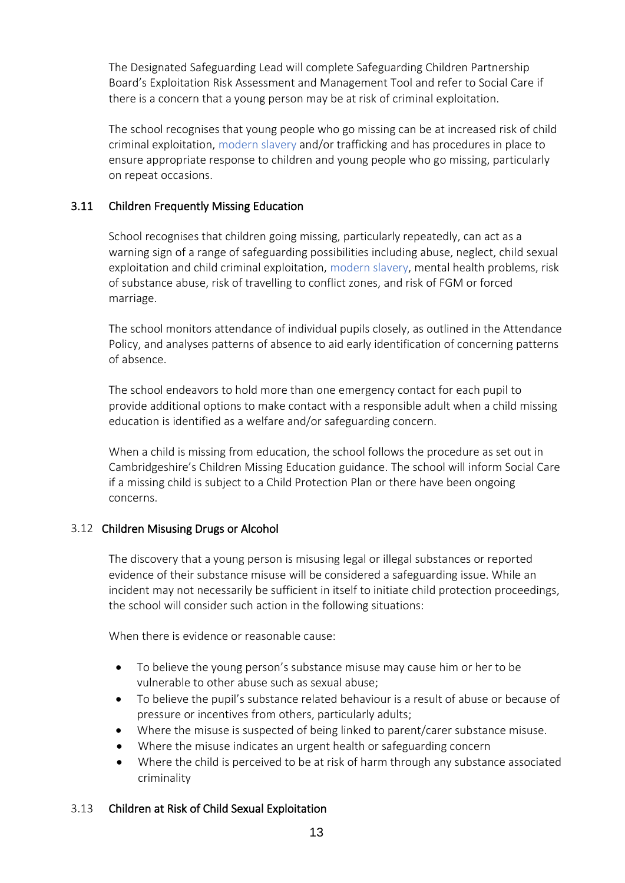The Designated Safeguarding Lead will complete Safeguarding Children Partnership Board's Exploitation Risk Assessment and Management Tool and refer to Social Care if there is a concern that a young person may be at risk of criminal exploitation.

The school recognises that young people who go missing can be at increased risk of child criminal exploitation, modern slavery and/or trafficking and has procedures in place to ensure appropriate response to children and young people who go missing, particularly on repeat occasions.

### 3.11 Children Frequently Missing Education

School recognises that children going missing, particularly repeatedly, can act as a warning sign of a range of safeguarding possibilities including abuse, neglect, child sexual exploitation and child criminal exploitation, modern slavery, mental health problems, risk of substance abuse, risk of travelling to conflict zones, and risk of FGM or forced marriage.

The school monitors attendance of individual pupils closely, as outlined in the Attendance Policy, and analyses patterns of absence to aid early identification of concerning patterns of absence.

The school endeavors to hold more than one emergency contact for each pupil to provide additional options to make contact with a responsible adult when a child missing education is identified as a welfare and/or safeguarding concern.

When a child is missing from education, the school follows the procedure as set out in Cambridgeshire's Children Missing Education guidance. The school will inform Social Care if a missing child is subject to a Child Protection Plan or there have been ongoing concerns.

### 3.12 Children Misusing Drugs or Alcohol

The discovery that a young person is misusing legal or illegal substances or reported evidence of their substance misuse will be considered a safeguarding issue. While an incident may not necessarily be sufficient in itself to initiate child protection proceedings, the school will consider such action in the following situations:

When there is evidence or reasonable cause:

- To believe the young person's substance misuse may cause him or her to be vulnerable to other abuse such as sexual abuse;
- To believe the pupil's substance related behaviour is a result of abuse or because of pressure or incentives from others, particularly adults;
- Where the misuse is suspected of being linked to parent/carer substance misuse.
- Where the misuse indicates an urgent health or safeguarding concern
- Where the child is perceived to be at risk of harm through any substance associated criminality

### 3.13 Children at Risk of Child Sexual Exploitation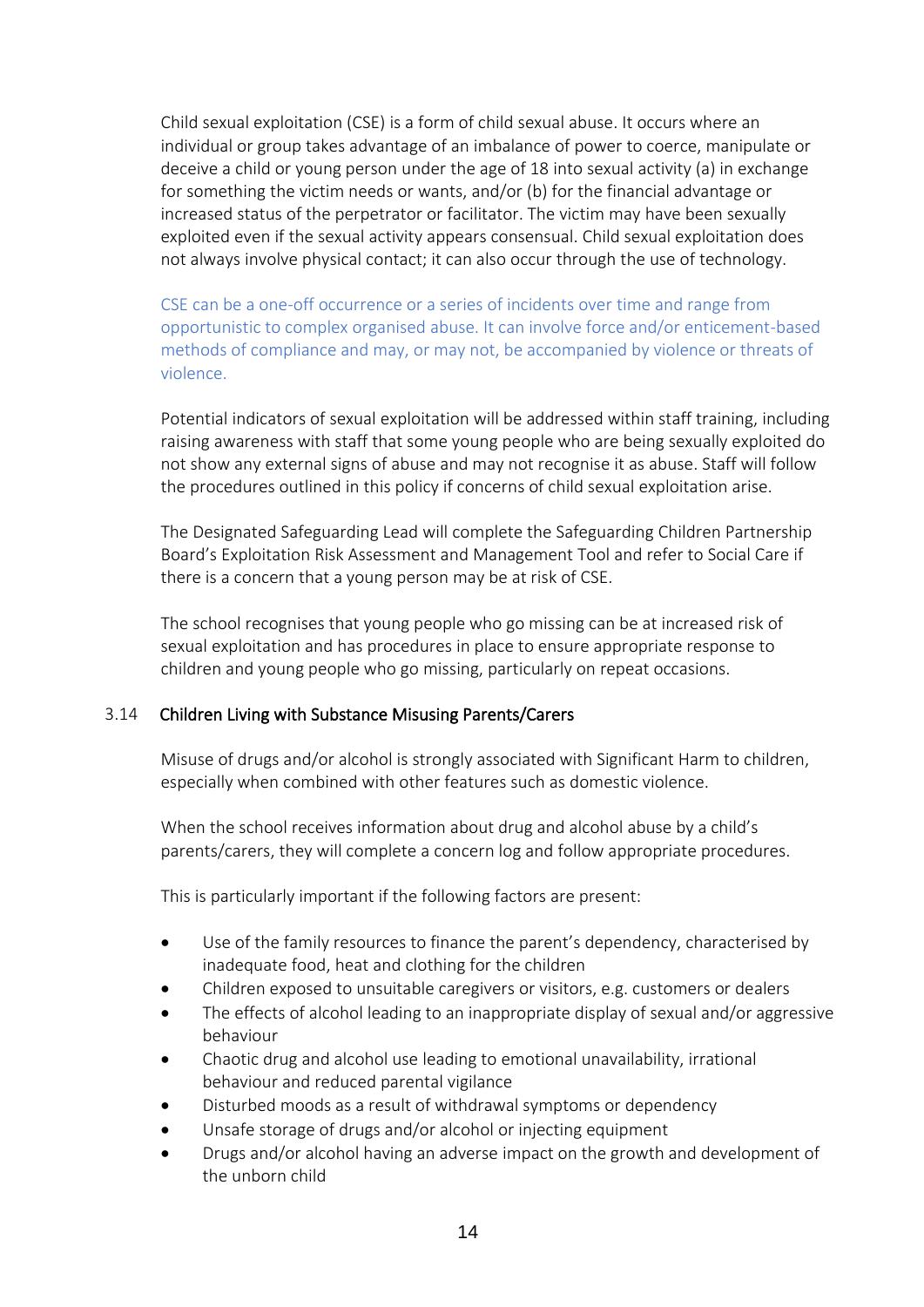Child sexual exploitation (CSE) is a form of child sexual abuse. It occurs where an individual or group takes advantage of an imbalance of power to coerce, manipulate or deceive a child or young person under the age of 18 into sexual activity (a) in exchange for something the victim needs or wants, and/or (b) for the financial advantage or increased status of the perpetrator or facilitator. The victim may have been sexually exploited even if the sexual activity appears consensual. Child sexual exploitation does not always involve physical contact; it can also occur through the use of technology.

CSE can be a one-off occurrence or a series of incidents over time and range from opportunistic to complex organised abuse. It can involve force and/or enticement-based methods of compliance and may, or may not, be accompanied by violence or threats of violence.

Potential indicators of sexual exploitation will be addressed within staff training, including raising awareness with staff that some young people who are being sexually exploited do not show any external signs of abuse and may not recognise it as abuse. Staff will follow the procedures outlined in this policy if concerns of child sexual exploitation arise.

The Designated Safeguarding Lead will complete the Safeguarding Children Partnership Board's Exploitation Risk Assessment and Management Tool and refer to Social Care if there is a concern that a young person may be at risk of CSE.

The school recognises that young people who go missing can be at increased risk of sexual exploitation and has procedures in place to ensure appropriate response to children and young people who go missing, particularly on repeat occasions.

### 3.14 Children Living with Substance Misusing Parents/Carers

Misuse of drugs and/or alcohol is strongly associated with Significant Harm to children, especially when combined with other features such as domestic violence.

When the school receives information about drug and alcohol abuse by a child's parents/carers, they will complete a concern log and follow appropriate procedures.

This is particularly important if the following factors are present:

- Use of the family resources to finance the parent's dependency, characterised by inadequate food, heat and clothing for the children
- Children exposed to unsuitable caregivers or visitors, e.g. customers or dealers
- The effects of alcohol leading to an inappropriate display of sexual and/or aggressive behaviour
- Chaotic drug and alcohol use leading to emotional unavailability, irrational behaviour and reduced parental vigilance
- Disturbed moods as a result of withdrawal symptoms or dependency
- Unsafe storage of drugs and/or alcohol or injecting equipment
- Drugs and/or alcohol having an adverse impact on the growth and development of the unborn child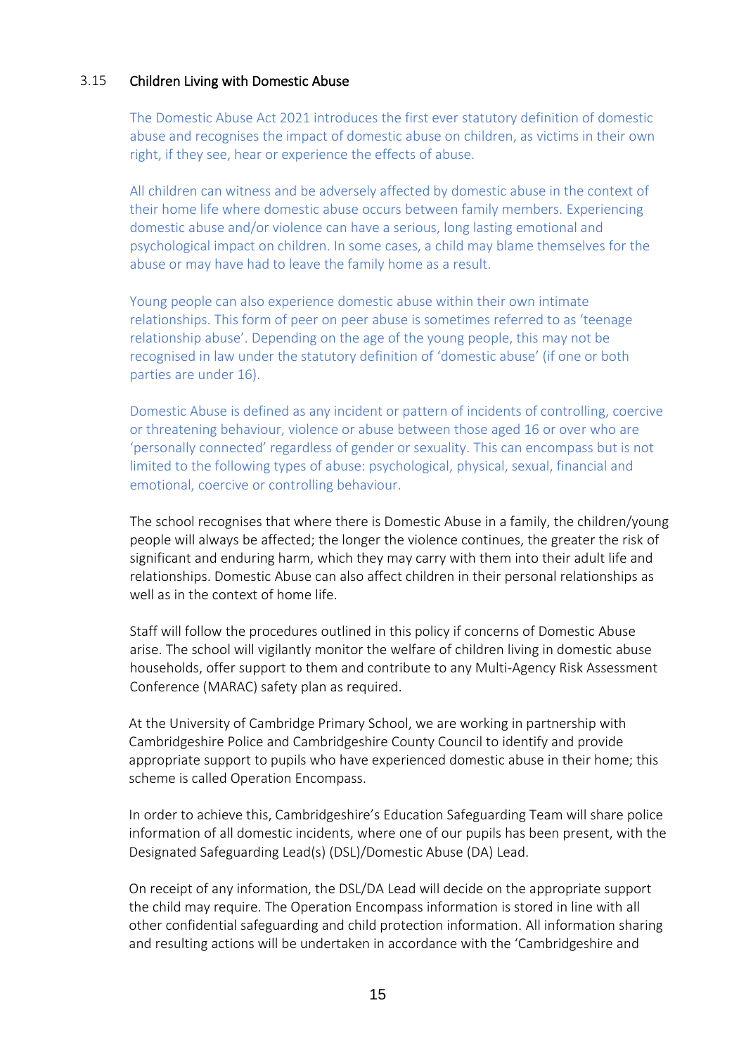### 3.15 Children Living with Domestic Abuse

The Domestic Abuse Act 2021 introduces the first ever statutory definition of domestic abuse and recognises the impact of domestic abuse on children, as victims in their own right, if they see, hear or experience the effects of abuse.

All children can witness and be adversely affected by domestic abuse in the context of their home life where domestic abuse occurs between family members. Experiencing domestic abuse and/or violence can have a serious, long lasting emotional and psychological impact on children. In some cases, a child may blame themselves for the abuse or may have had to leave the family home as a result.

Young people can also experience domestic abuse within their own intimate relationships. This form of peer on peer abuse is sometimes referred to as 'teenage relationship abuse'. Depending on the age of the young people, this may not be recognised in law under the statutory definition of 'domestic abuse' (if one or both parties are under 16).

Domestic Abuse is defined as any incident or pattern of incidents of controlling, coercive or threatening behaviour, violence or abuse between those aged 16 or over who are 'personally connected' regardless of gender or sexuality. This can encompass but is not limited to the following types of abuse: psychological, physical, sexual, financial and emotional, coercive or controlling behaviour.

The school recognises that where there is Domestic Abuse in a family, the children/young people will always be affected; the longer the violence continues, the greater the risk of significant and enduring harm, which they may carry with them into their adult life and relationships. Domestic Abuse can also affect children in their personal relationships as well as in the context of home life.

Staff will follow the procedures outlined in this policy if concerns of Domestic Abuse arise. The school will vigilantly monitor the welfare of children living in domestic abuse households, offer support to them and contribute to any Multi-Agency Risk Assessment Conference (MARAC) safety plan as required.

At the University of Cambridge Primary School, we are working in partnership with Cambridgeshire Police and Cambridgeshire County Council to identify and provide appropriate support to pupils who have experienced domestic abuse in their home; this scheme is called Operation Encompass.

In order to achieve this, Cambridgeshire's Education Safeguarding Team will share police information of all domestic incidents, where one of our pupils has been present, with the Designated Safeguarding Lead(s) (DSL)/Domestic Abuse (DA) Lead.

On receipt of any information, the DSL/DA Lead will decide on the appropriate support the child may require. The Operation Encompass information is stored in line with all other confidential safeguarding and child protection information. All information sharing and resulting actions will be undertaken in accordance with the 'Cambridgeshire and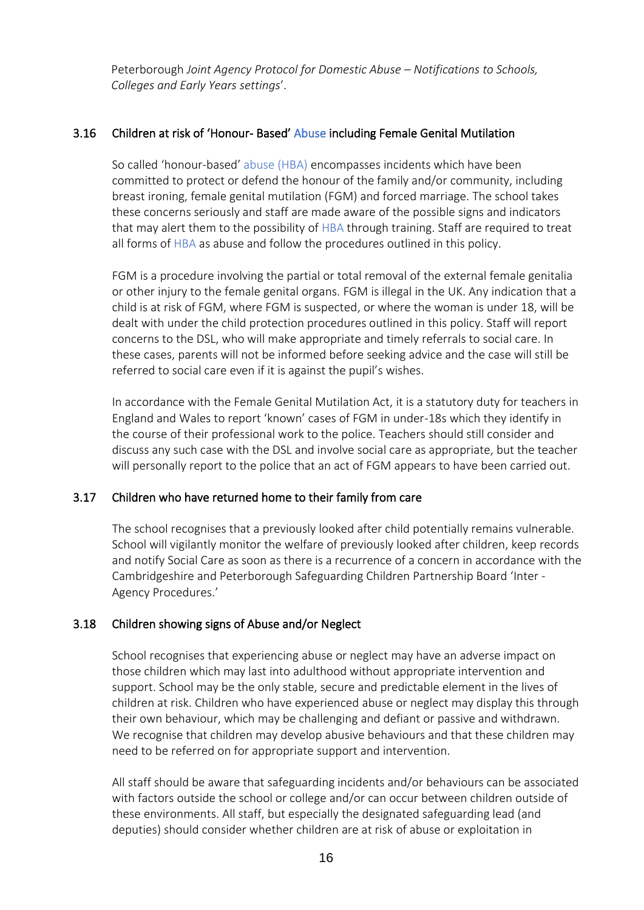Peterborough *Joint Agency Protocol for Domestic Abuse – Notifications to Schools, Colleges and Early Years settings*'.

### 3.16 Children at risk of 'Honour- Based' Abuse including Female Genital Mutilation

So called 'honour-based' abuse (HBA) encompasses incidents which have been committed to protect or defend the honour of the family and/or community, including breast ironing, female genital mutilation (FGM) and forced marriage. The school takes these concerns seriously and staff are made aware of the possible signs and indicators that may alert them to the possibility of HBA through training. Staff are required to treat all forms of HBA as abuse and follow the procedures outlined in this policy.

FGM is a procedure involving the partial or total removal of the external female genitalia or other injury to the female genital organs. FGM is illegal in the UK. Any indication that a child is at risk of FGM, where FGM is suspected, or where the woman is under 18, will be dealt with under the child protection procedures outlined in this policy. Staff will report concerns to the DSL, who will make appropriate and timely referrals to social care. In these cases, parents will not be informed before seeking advice and the case will still be referred to social care even if it is against the pupil's wishes.

In accordance with the Female Genital Mutilation Act, it is a statutory duty for teachers in England and Wales to report 'known' cases of FGM in under-18s which they identify in the course of their professional work to the police. Teachers should still consider and discuss any such case with the DSL and involve social care as appropriate, but the teacher will personally report to the police that an act of FGM appears to have been carried out.

### 3.17 Children who have returned home to their family from care

The school recognises that a previously looked after child potentially remains vulnerable. School will vigilantly monitor the welfare of previously looked after children, keep records and notify Social Care as soon as there is a recurrence of a concern in accordance with the Cambridgeshire and Peterborough Safeguarding Children Partnership Board 'Inter - Agency Procedures.'

### 3.18 Children showing signs of Abuse and/or Neglect

School recognises that experiencing abuse or neglect may have an adverse impact on those children which may last into adulthood without appropriate intervention and support. School may be the only stable, secure and predictable element in the lives of children at risk. Children who have experienced abuse or neglect may display this through their own behaviour, which may be challenging and defiant or passive and withdrawn. We recognise that children may develop abusive behaviours and that these children may need to be referred on for appropriate support and intervention.

All staff should be aware that safeguarding incidents and/or behaviours can be associated with factors outside the school or college and/or can occur between children outside of these environments. All staff, but especially the designated safeguarding lead (and deputies) should consider whether children are at risk of abuse or exploitation in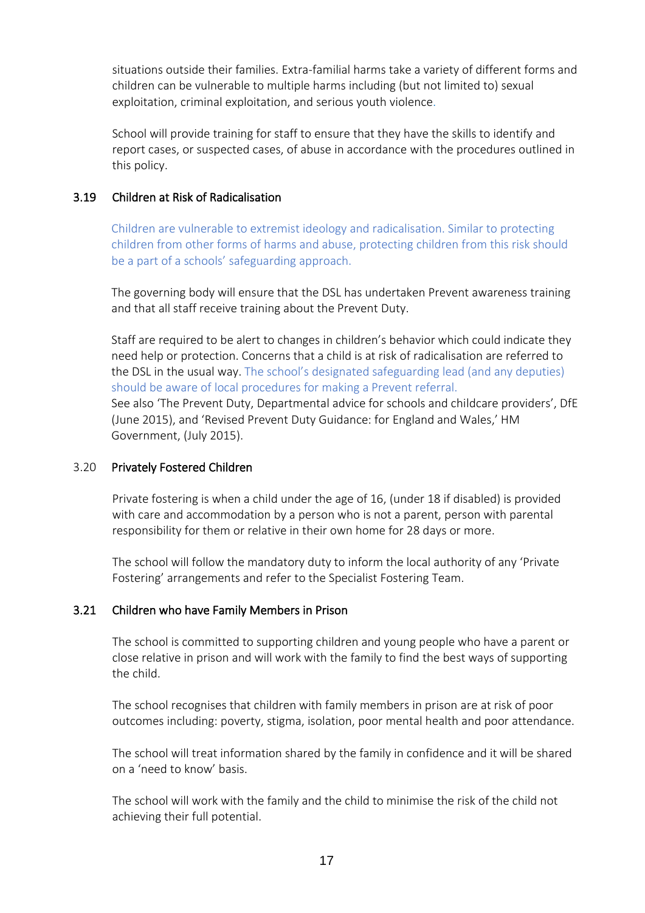situations outside their families. Extra-familial harms take a variety of different forms and children can be vulnerable to multiple harms including (but not limited to) sexual exploitation, criminal exploitation, and serious youth violence.

School will provide training for staff to ensure that they have the skills to identify and report cases, or suspected cases, of abuse in accordance with the procedures outlined in this policy.

### 3.19 Children at Risk of Radicalisation

Children are vulnerable to extremist ideology and radicalisation. Similar to protecting children from other forms of harms and abuse, protecting children from this risk should be a part of a schools' safeguarding approach.

The governing body will ensure that the DSL has undertaken Prevent awareness training and that all staff receive training about the Prevent Duty.

Staff are required to be alert to changes in children's behavior which could indicate they need help or protection. Concerns that a child is at risk of radicalisation are referred to the DSL in the usual way. The school's designated safeguarding lead (and any deputies) should be aware of local procedures for making a Prevent referral.
See also 'The Prevent Duty, Departmental advice for schools and childcare providers', DfE (June 2015), and 'Revised Prevent Duty Guidance: for England and Wales,' HM Government, (July 2015).

### 3.20 Privately Fostered Children

Private fostering is when a child under the age of 16, (under 18 if disabled) is provided with care and accommodation by a person who is not a parent, person with parental responsibility for them or relative in their own home for 28 days or more.

The school will follow the mandatory duty to inform the local authority of any 'Private Fostering' arrangements and refer to the Specialist Fostering Team.

### 3.21 Children who have Family Members in Prison

The school is committed to supporting children and young people who have a parent or close relative in prison and will work with the family to find the best ways of supporting the child.

The school recognises that children with family members in prison are at risk of poor outcomes including: poverty, stigma, isolation, poor mental health and poor attendance.

The school will treat information shared by the family in confidence and it will be shared on a 'need to know' basis.

The school will work with the family and the child to minimise the risk of the child not achieving their full potential.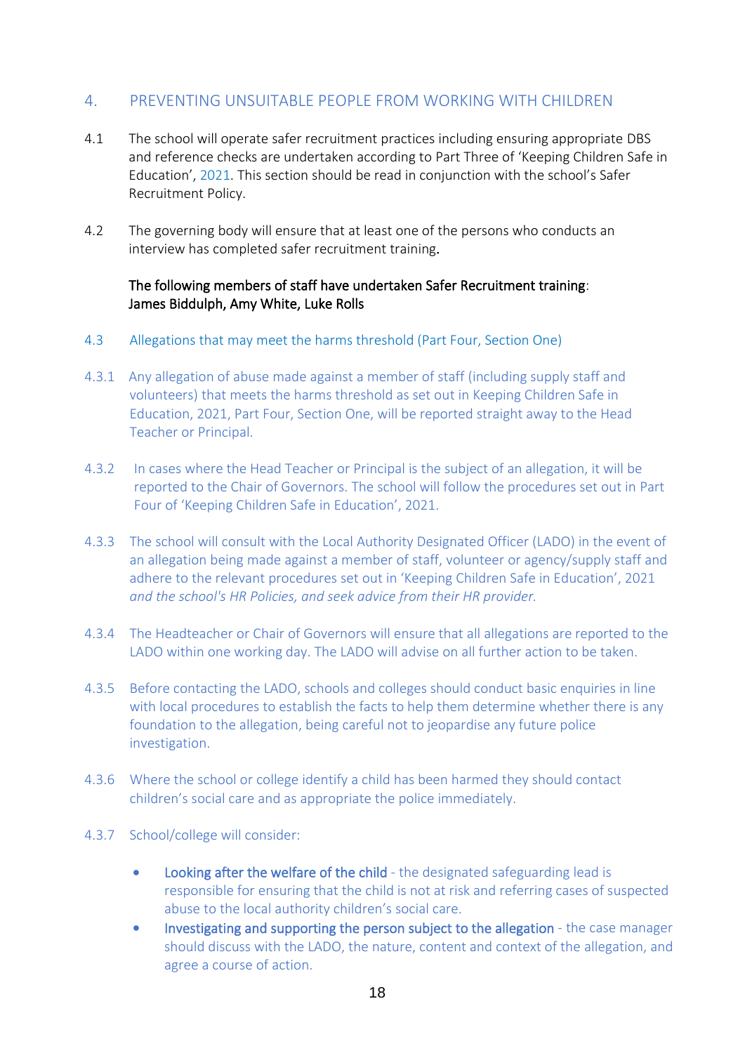## 4. PREVENTING UNSUITABLE PEOPLE FROM WORKING WITH CHILDREN

4.1 The school will operate safer recruitment practices including ensuring appropriate DBS and reference checks are undertaken according to Part Three of 'Keeping Children Safe in Education', 2021. This section should be read in conjunction with the school's Safer Recruitment Policy.

4.2 The governing body will ensure that at least one of the persons who conducts an interview has completed safer recruitment training.

The following members of staff have undertaken Safer Recruitment training:
James Biddulph, Amy White, Luke Rolls

### 4.3 Allegations that may meet the harms threshold (Part Four, Section One)

4.3.1 Any allegation of abuse made against a member of staff (including supply staff and volunteers) that meets the harms threshold as set out in Keeping Children Safe in Education, 2021, Part Four, Section One, will be reported straight away to the Head Teacher or Principal.

4.3.2 In cases where the Head Teacher or Principal is the subject of an allegation, it will be reported to the Chair of Governors. The school will follow the procedures set out in Part Four of 'Keeping Children Safe in Education', 2021.

4.3.3 The school will consult with the Local Authority Designated Officer (LADO) in the event of an allegation being made against a member of staff, volunteer or agency/supply staff and adhere to the relevant procedures set out in 'Keeping Children Safe in Education', 2021 *and the school's HR Policies, and seek advice from their HR provider.*

4.3.4 The Headteacher or Chair of Governors will ensure that all allegations are reported to the LADO within one working day. The LADO will advise on all further action to be taken.

4.3.5 Before contacting the LADO, schools and colleges should conduct basic enquiries in line with local procedures to establish the facts to help them determine whether there is any foundation to the allegation, being careful not to jeopardise any future police investigation.

4.3.6 Where the school or college identify a child has been harmed they should contact children's social care and as appropriate the police immediately.

4.3.7 School/college will consider:

- Looking after the welfare of the child - the designated safeguarding lead is responsible for ensuring that the child is not at risk and referring cases of suspected abuse to the local authority children's social care.
- Investigating and supporting the person subject to the allegation - the case manager should discuss with the LADO, the nature, content and context of the allegation, and agree a course of action.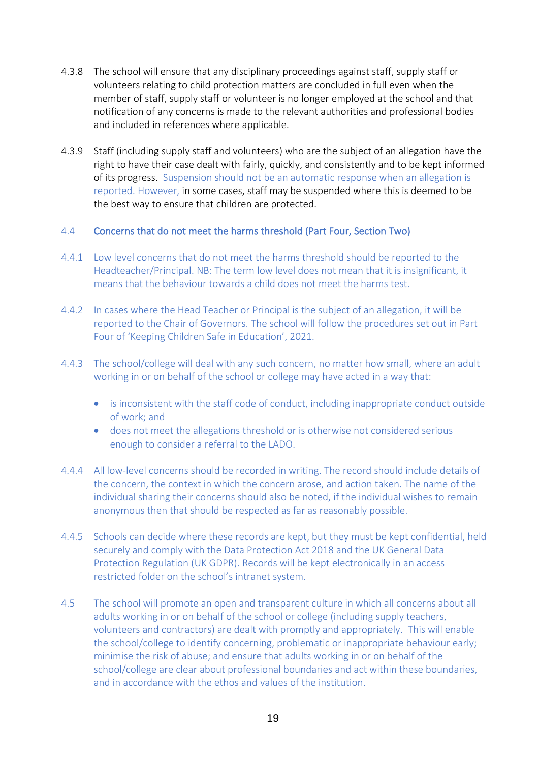4.3.8 The school will ensure that any disciplinary proceedings against staff, supply staff or volunteers relating to child protection matters are concluded in full even when the member of staff, supply staff or volunteer is no longer employed at the school and that notification of any concerns is made to the relevant authorities and professional bodies and included in references where applicable.

4.3.9 Staff (including supply staff and volunteers) who are the subject of an allegation have the right to have their case dealt with fairly, quickly, and consistently and to be kept informed of its progress. Suspension should not be an automatic response when an allegation is reported. However, in some cases, staff may be suspended where this is deemed to be the best way to ensure that children are protected.

### 4.4 Concerns that do not meet the harms threshold (Part Four, Section Two)

4.4.1 Low level concerns that do not meet the harms threshold should be reported to the Headteacher/Principal. NB: The term low level does not mean that it is insignificant, it means that the behaviour towards a child does not meet the harms test.

4.4.2 In cases where the Head Teacher or Principal is the subject of an allegation, it will be reported to the Chair of Governors. The school will follow the procedures set out in Part Four of 'Keeping Children Safe in Education', 2021.

4.4.3 The school/college will deal with any such concern, no matter how small, where an adult working in or on behalf of the school or college may have acted in a way that:

- is inconsistent with the staff code of conduct, including inappropriate conduct outside of work; and
- does not meet the allegations threshold or is otherwise not considered serious enough to consider a referral to the LADO.

4.4.4 All low-level concerns should be recorded in writing. The record should include details of the concern, the context in which the concern arose, and action taken. The name of the individual sharing their concerns should also be noted, if the individual wishes to remain anonymous then that should be respected as far as reasonably possible.

4.4.5 Schools can decide where these records are kept, but they must be kept confidential, held securely and comply with the Data Protection Act 2018 and the UK General Data Protection Regulation (UK GDPR). Records will be kept electronically in an access restricted folder on the school's intranet system.

4.5 The school will promote an open and transparent culture in which all concerns about all adults working in or on behalf of the school or college (including supply teachers, volunteers and contractors) are dealt with promptly and appropriately. This will enable the school/college to identify concerning, problematic or inappropriate behaviour early; minimise the risk of abuse; and ensure that adults working in or on behalf of the school/college are clear about professional boundaries and act within these boundaries, and in accordance with the ethos and values of the institution.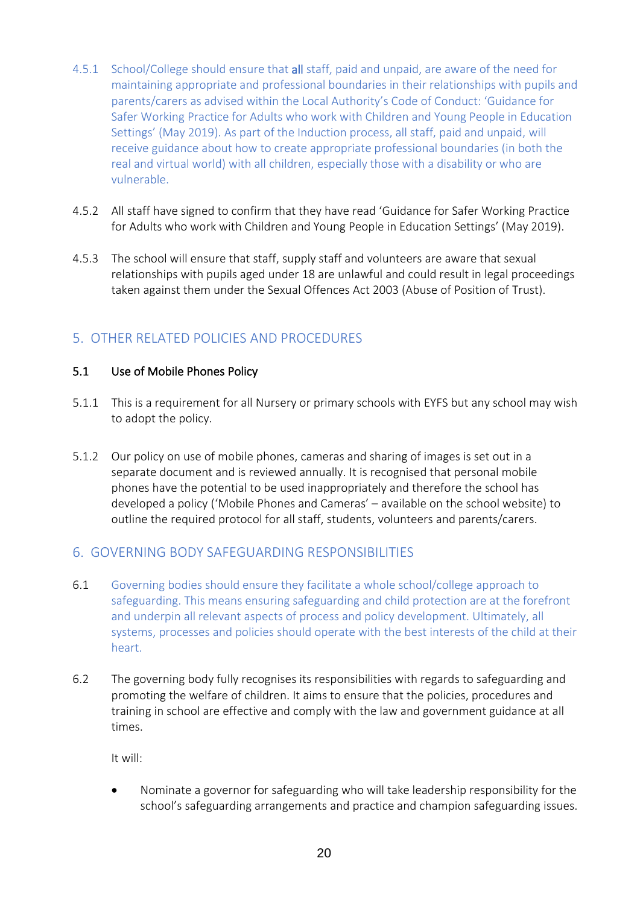4.5.1 School/College should ensure that **all** staff, paid and unpaid, are aware of the need for maintaining appropriate and professional boundaries in their relationships with pupils and parents/carers as advised within the Local Authority's Code of Conduct: 'Guidance for Safer Working Practice for Adults who work with Children and Young People in Education Settings' (May 2019). As part of the Induction process, all staff, paid and unpaid, will receive guidance about how to create appropriate professional boundaries (in both the real and virtual world) with all children, especially those with a disability or who are vulnerable.

4.5.2 All staff have signed to confirm that they have read 'Guidance for Safer Working Practice for Adults who work with Children and Young People in Education Settings' (May 2019).

4.5.3 The school will ensure that staff, supply staff and volunteers are aware that sexual relationships with pupils aged under 18 are unlawful and could result in legal proceedings taken against them under the Sexual Offences Act 2003 (Abuse of Position of Trust).

## 5. OTHER RELATED POLICIES AND PROCEDURES

### 5.1 Use of Mobile Phones Policy

5.1.1 This is a requirement for all Nursery or primary schools with EYFS but any school may wish to adopt the policy.

5.1.2 Our policy on use of mobile phones, cameras and sharing of images is set out in a separate document and is reviewed annually. It is recognised that personal mobile phones have the potential to be used inappropriately and therefore the school has developed a policy ('Mobile Phones and Cameras' – available on the school website) to outline the required protocol for all staff, students, volunteers and parents/carers.

## 6. GOVERNING BODY SAFEGUARDING RESPONSIBILITIES

6.1 Governing bodies should ensure they facilitate a whole school/college approach to safeguarding. This means ensuring safeguarding and child protection are at the forefront and underpin all relevant aspects of process and policy development. Ultimately, all systems, processes and policies should operate with the best interests of the child at their heart.

6.2 The governing body fully recognises its responsibilities with regards to safeguarding and promoting the welfare of children. It aims to ensure that the policies, procedures and training in school are effective and comply with the law and government guidance at all times.

It will:

- Nominate a governor for safeguarding who will take leadership responsibility for the school's safeguarding arrangements and practice and champion safeguarding issues.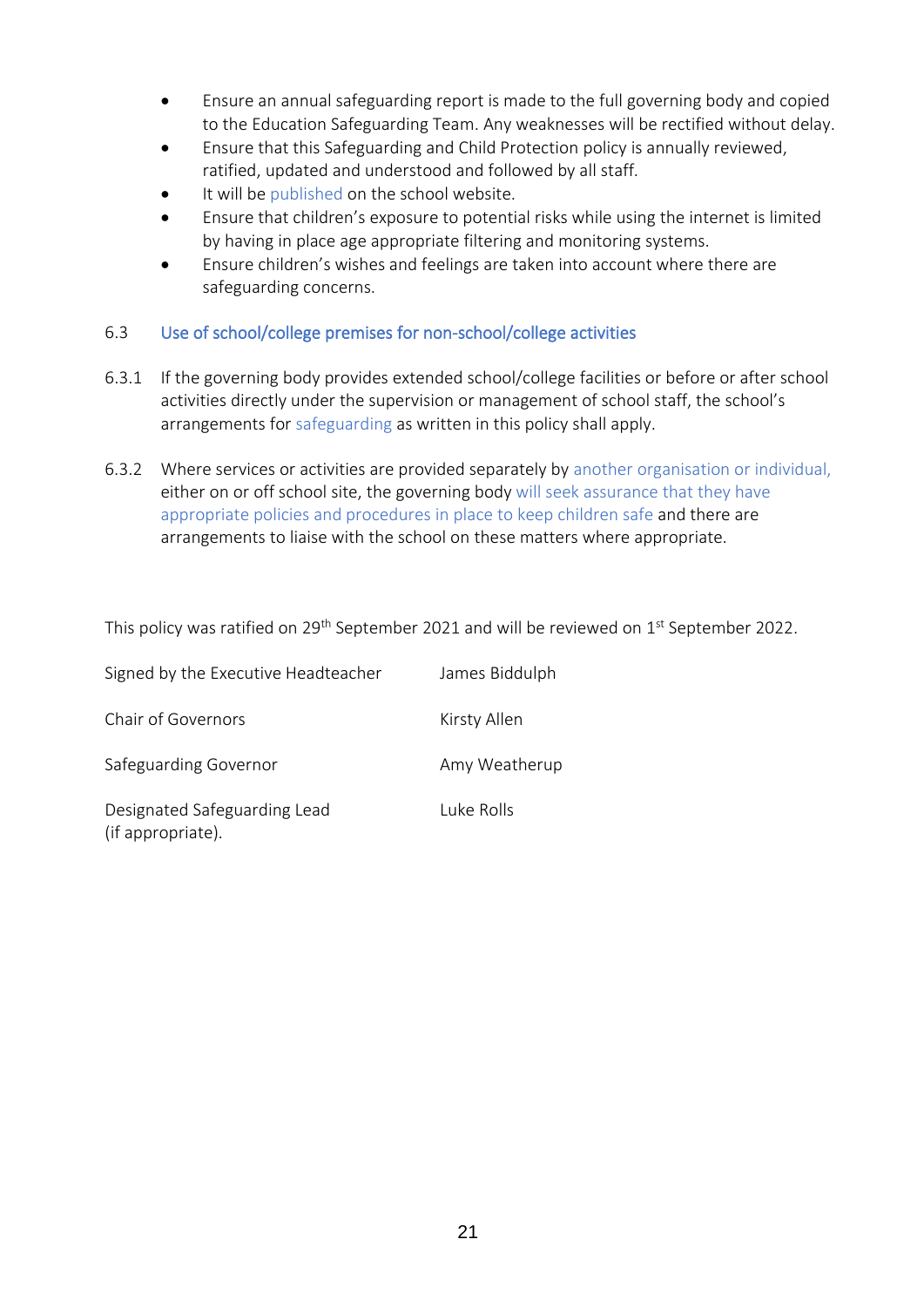- Ensure an annual safeguarding report is made to the full governing body and copied to the Education Safeguarding Team. Any weaknesses will be rectified without delay.
- Ensure that this Safeguarding and Child Protection policy is annually reviewed, ratified, updated and understood and followed by all staff.
- It will be published on the school website.
- Ensure that children's exposure to potential risks while using the internet is limited by having in place age appropriate filtering and monitoring systems.
- Ensure children's wishes and feelings are taken into account where there are safeguarding concerns.

### 6.3 Use of school/college premises for non-school/college activities

6.3.1 If the governing body provides extended school/college facilities or before or after school activities directly under the supervision or management of school staff, the school's arrangements for safeguarding as written in this policy shall apply.

6.3.2 Where services or activities are provided separately by another organisation or individual, either on or off school site, the governing body will seek assurance that they have appropriate policies and procedures in place to keep children safe and there are arrangements to liaise with the school on these matters where appropriate.

This policy was ratified on 29th September 2021 and will be reviewed on 1st September 2022.

| | |
|---|---|
| Signed by the Executive Headteacher | James Biddulph |
| Chair of Governors | Kirsty Allen |
| Safeguarding Governor | Amy Weatherup |
| Designated Safeguarding Lead (if appropriate). | Luke Rolls |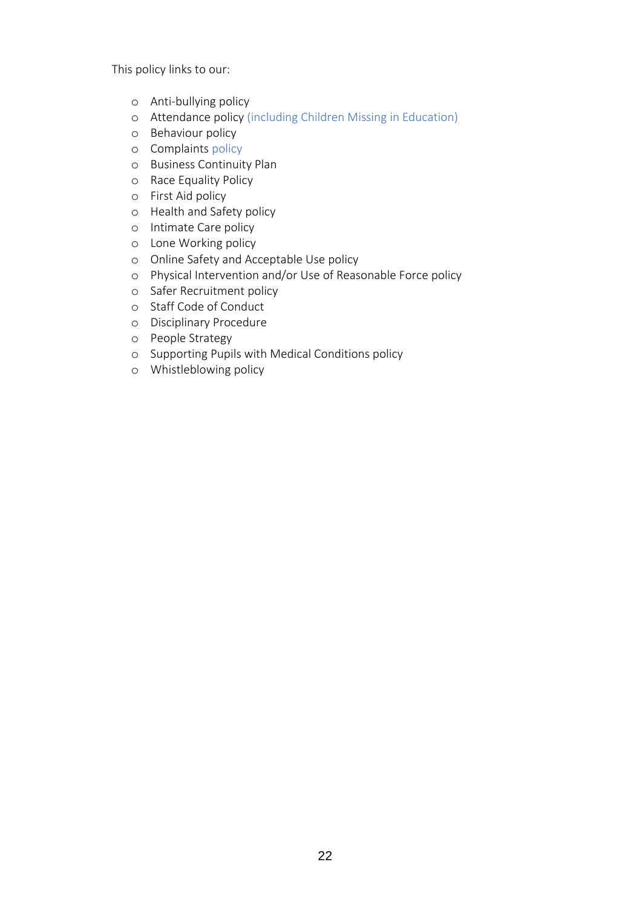This policy links to our:

- Anti-bullying policy
- Attendance policy (including Children Missing in Education)
- Behaviour policy
- Complaints policy
- Business Continuity Plan
- Race Equality Policy
- First Aid policy
- Health and Safety policy
- Intimate Care policy
- Lone Working policy
- Online Safety and Acceptable Use policy
- Physical Intervention and/or Use of Reasonable Force policy
- Safer Recruitment policy
- Staff Code of Conduct
- Disciplinary Procedure
- People Strategy
- Supporting Pupils with Medical Conditions policy
- Whistleblowing policy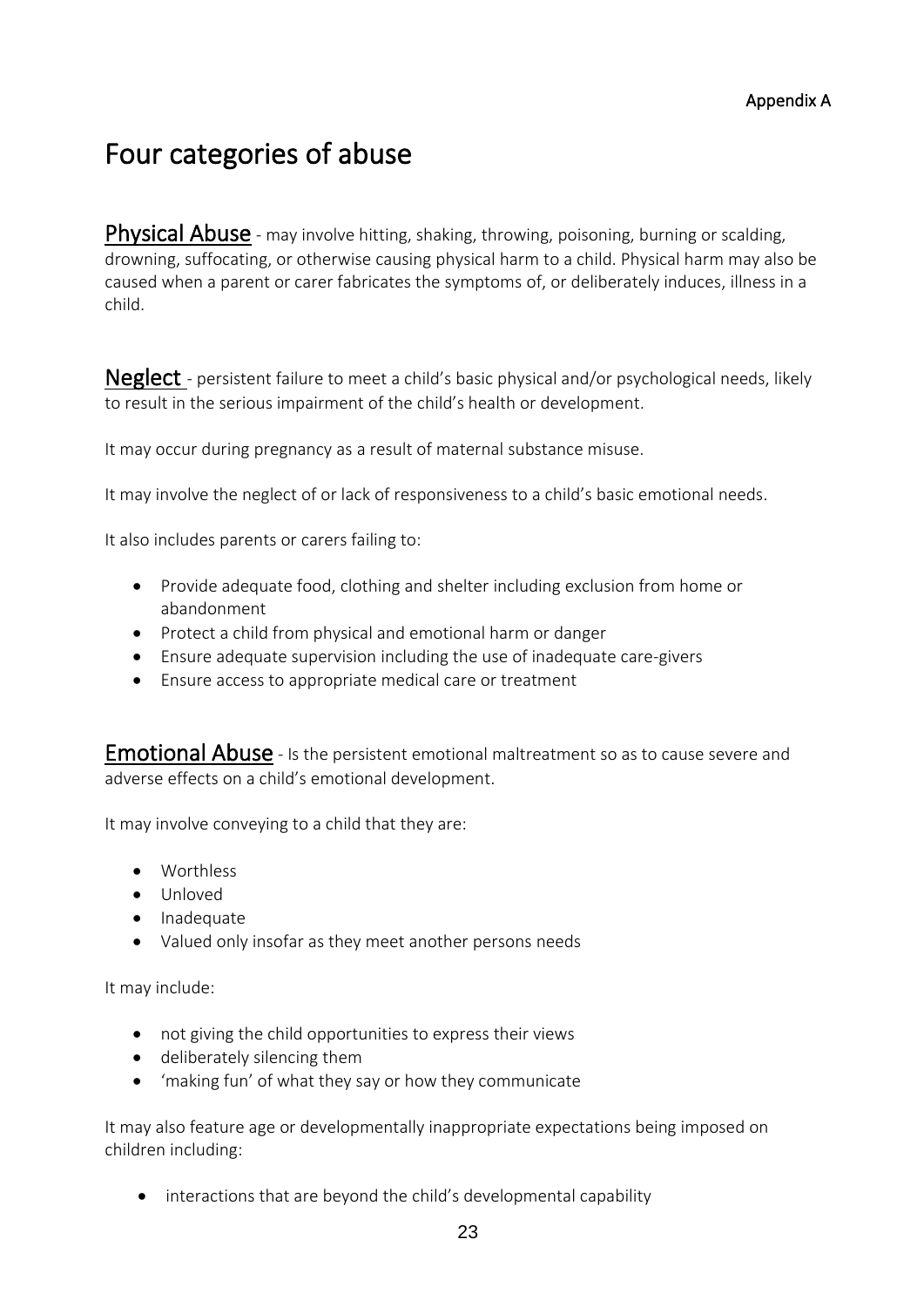Appendix A

# Four categories of abuse

**Physical Abuse** - may involve hitting, shaking, throwing, poisoning, burning or scalding, drowning, suffocating, or otherwise causing physical harm to a child. Physical harm may also be caused when a parent or carer fabricates the symptoms of, or deliberately induces, illness in a child.

**Neglect** - persistent failure to meet a child's basic physical and/or psychological needs, likely to result in the serious impairment of the child's health or development.

It may occur during pregnancy as a result of maternal substance misuse.

It may involve the neglect of or lack of responsiveness to a child's basic emotional needs.

It also includes parents or carers failing to:

- Provide adequate food, clothing and shelter including exclusion from home or abandonment
- Protect a child from physical and emotional harm or danger
- Ensure adequate supervision including the use of inadequate care-givers
- Ensure access to appropriate medical care or treatment

**Emotional Abuse** - Is the persistent emotional maltreatment so as to cause severe and adverse effects on a child's emotional development.

It may involve conveying to a child that they are:

- Worthless
- Unloved
- Inadequate
- Valued only insofar as they meet another persons needs

It may include:

- not giving the child opportunities to express their views
- deliberately silencing them
- 'making fun' of what they say or how they communicate

It may also feature age or developmentally inappropriate expectations being imposed on children including:

- interactions that are beyond the child's developmental capability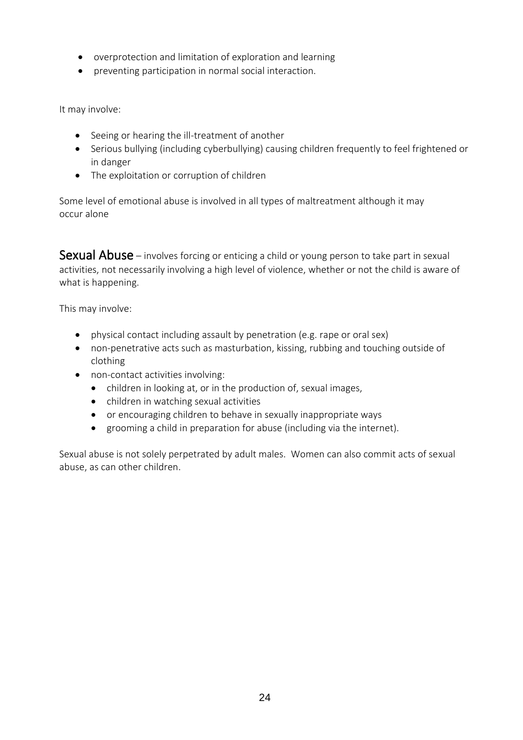- overprotection and limitation of exploration and learning
- preventing participation in normal social interaction.

It may involve:

- Seeing or hearing the ill-treatment of another
- Serious bullying (including cyberbullying) causing children frequently to feel frightened or in danger
- The exploitation or corruption of children

Some level of emotional abuse is involved in all types of maltreatment although it may occur alone

**Sexual Abuse** – involves forcing or enticing a child or young person to take part in sexual activities, not necessarily involving a high level of violence, whether or not the child is aware of what is happening.

This may involve:

- physical contact including assault by penetration (e.g. rape or oral sex)
- non-penetrative acts such as masturbation, kissing, rubbing and touching outside of clothing
- non-contact activities involving:
  - children in looking at, or in the production of, sexual images,
  - children in watching sexual activities
  - or encouraging children to behave in sexually inappropriate ways
  - grooming a child in preparation for abuse (including via the internet).

Sexual abuse is not solely perpetrated by adult males. Women can also commit acts of sexual abuse, as can other children.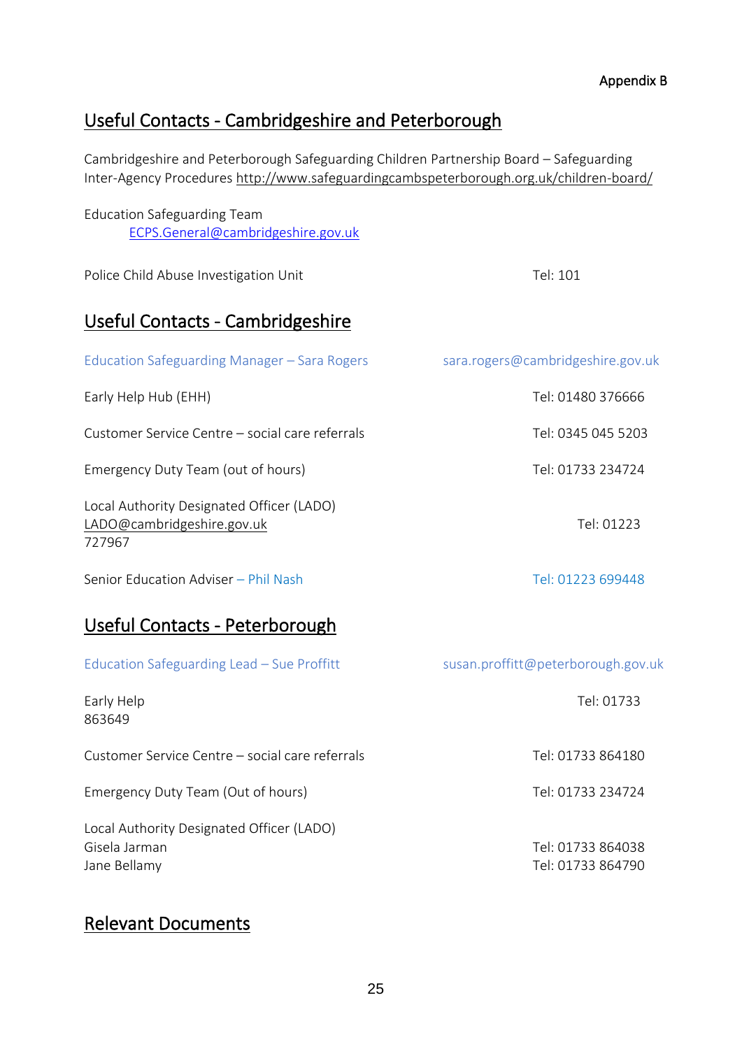Appendix B

## Useful Contacts - Cambridgeshire and Peterborough

Cambridgeshire and Peterborough Safeguarding Children Partnership Board – Safeguarding Inter-Agency Procedures http://www.safeguardingcambspeterborough.org.uk/children-board/

Education Safeguarding Team
ECPS.General@cambridgeshire.gov.uk

| | |
|---|---|
| Police Child Abuse Investigation Unit | Tel: 101 |

## Useful Contacts - Cambridgeshire

| | |
|---|---|
| Education Safeguarding Manager – Sara Rogers | sara.rogers@cambridgeshire.gov.uk |
| Early Help Hub (EHH) | Tel: 01480 376666 |
| Customer Service Centre – social care referrals | Tel: 0345 045 5203 |
| Emergency Duty Team (out of hours) | Tel: 01733 234724 |
| Local Authority Designated Officer (LADO) LADO@cambridgeshire.gov.uk | Tel: 01223 727967 |
| Senior Education Adviser – Phil Nash | Tel: 01223 699448 |

## Useful Contacts - Peterborough

| | |
|---|---|
| Education Safeguarding Lead – Sue Proffitt | susan.proffitt@peterborough.gov.uk |
| Early Help | Tel: 01733 863649 |
| Customer Service Centre – social care referrals | Tel: 01733 864180 |
| Emergency Duty Team (Out of hours) | Tel: 01733 234724 |
| Local Authority Designated Officer (LADO) | |
| Gisela Jarman | Tel: 01733 864038 |
| Jane Bellamy | Tel: 01733 864790 |

## Relevant Documents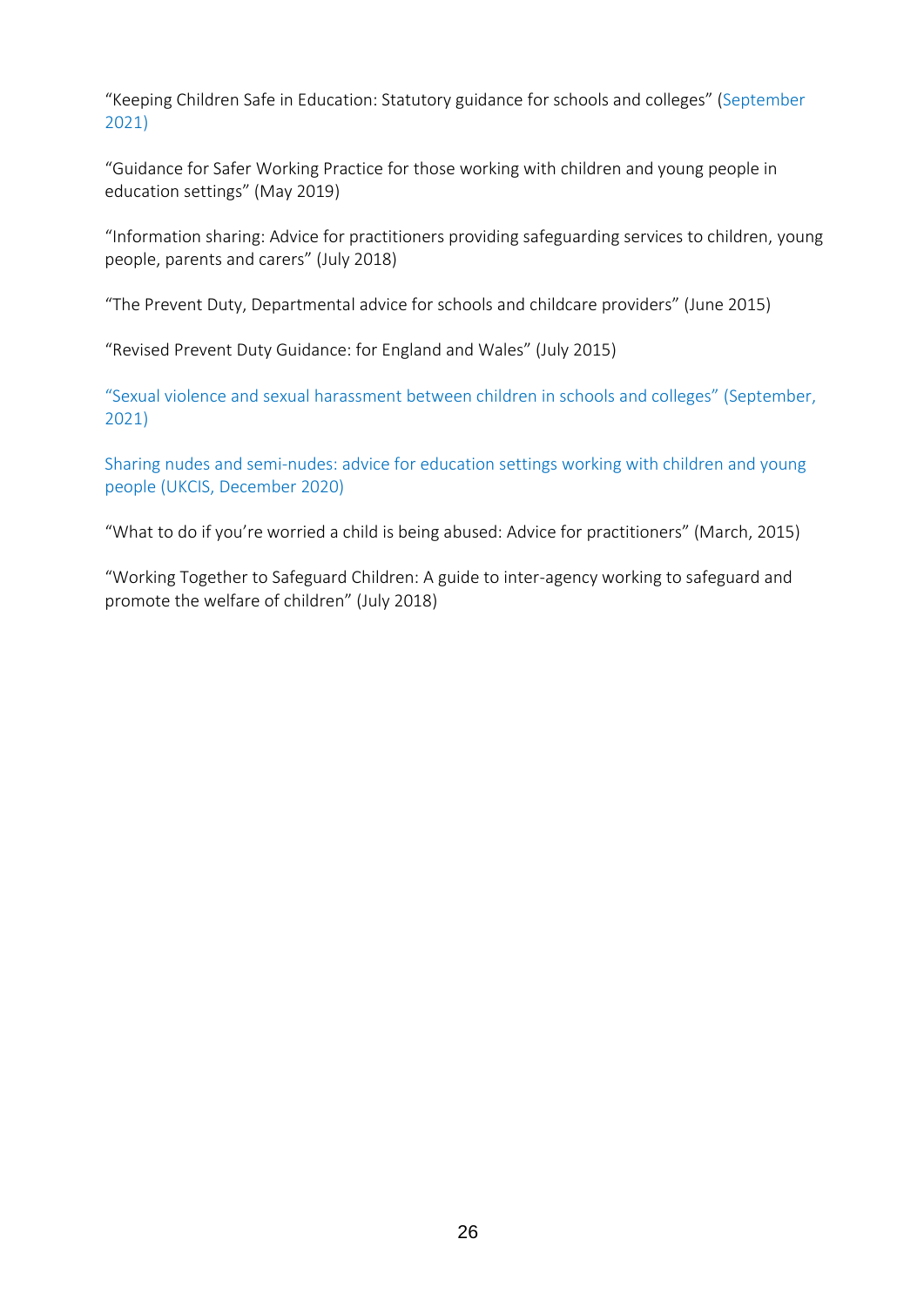"Keeping Children Safe in Education: Statutory guidance for schools and colleges" (September 2021)

"Guidance for Safer Working Practice for those working with children and young people in education settings" (May 2019)

"Information sharing: Advice for practitioners providing safeguarding services to children, young people, parents and carers" (July 2018)

"The Prevent Duty, Departmental advice for schools and childcare providers" (June 2015)

"Revised Prevent Duty Guidance: for England and Wales" (July 2015)

"Sexual violence and sexual harassment between children in schools and colleges" (September, 2021)

Sharing nudes and semi-nudes: advice for education settings working with children and young people (UKCIS, December 2020)

"What to do if you're worried a child is being abused: Advice for practitioners" (March, 2015)

"Working Together to Safeguard Children: A guide to inter-agency working to safeguard and promote the welfare of children" (July 2018)